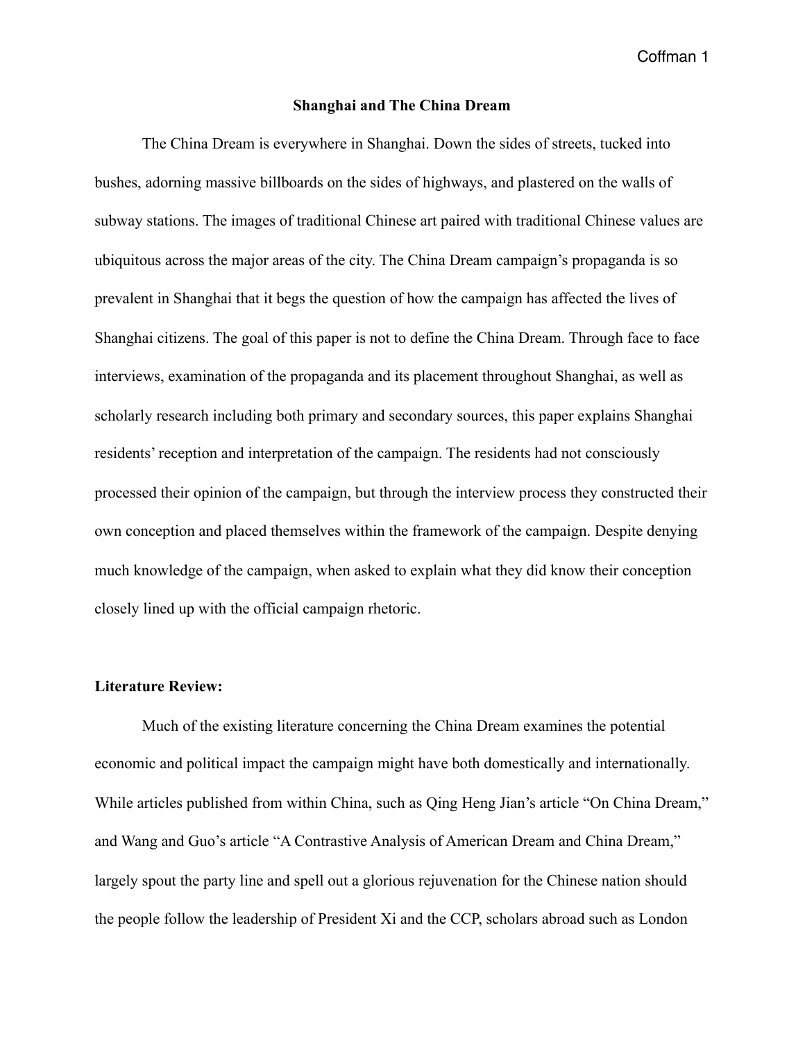# Shanghai and The China Dream

The China Dream is everywhere in Shanghai. Down the sides of streets, tucked into bushes, adorning massive billboards on the sides of highways, and plastered on the walls of subway stations. The images of traditional Chinese art paired with traditional Chinese values are ubiquitous across the major areas of the city. The China Dream campaign's propaganda is so prevalent in Shanghai that it begs the question of how the campaign has affected the lives of Shanghai citizens. The goal of this paper is not to define the China Dream. Through face to face interviews, examination of the propaganda and its placement throughout Shanghai, as well as scholarly research including both primary and secondary sources, this paper explains Shanghai residents' reception and interpretation of the campaign. The residents had not consciously processed their opinion of the campaign, but through the interview process they constructed their own conception and placed themselves within the framework of the campaign. Despite denying much knowledge of the campaign, when asked to explain what they did know their conception closely lined up with the official campaign rhetoric.

## Literature Review:

Much of the existing literature concerning the China Dream examines the potential economic and political impact the campaign might have both domestically and internationally. While articles published from within China, such as Qing Heng Jian's article "On China Dream," and Wang and Guo's article "A Contrastive Analysis of American Dream and China Dream," largely spout the party line and spell out a glorious rejuvenation for the Chinese nation should the people follow the leadership of President Xi and the CCP, scholars abroad such as London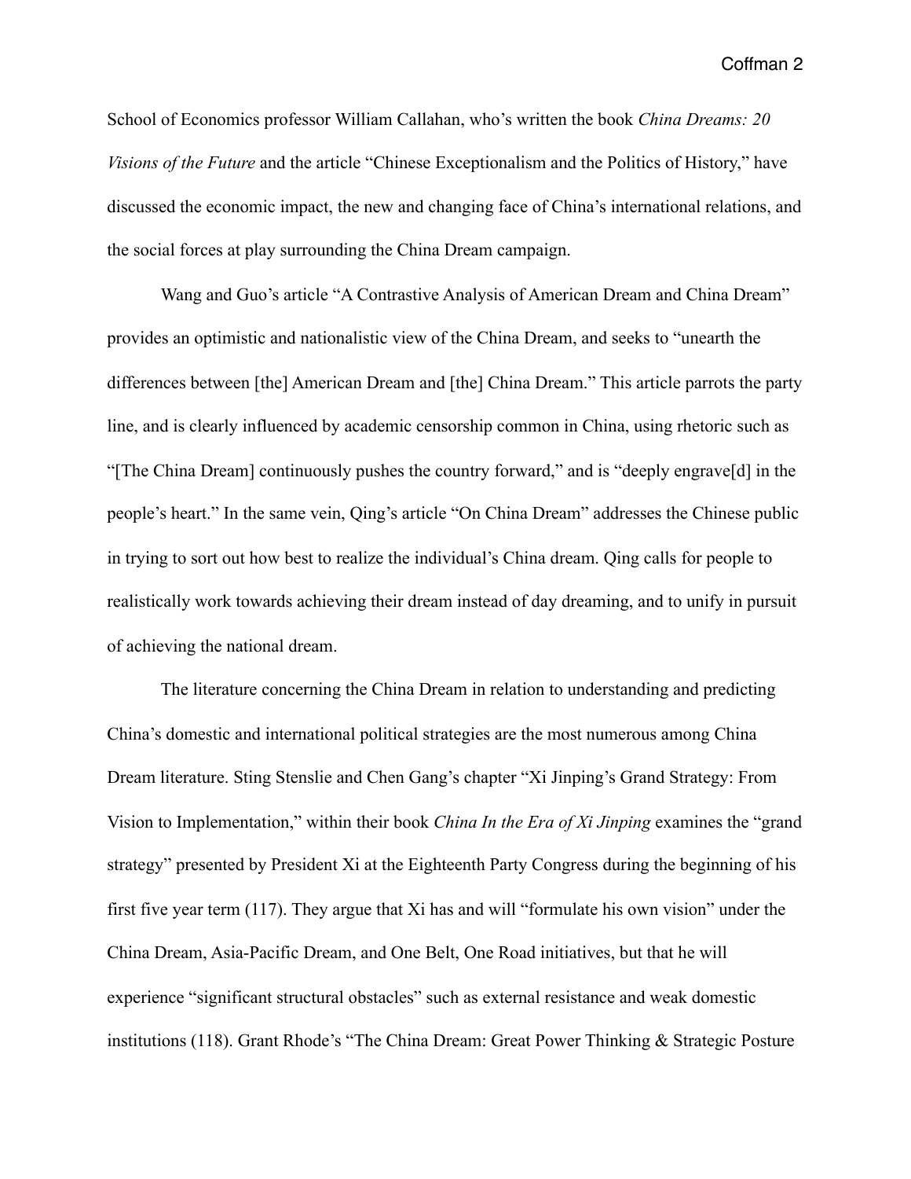School of Economics professor William Callahan, who's written the book *China Dreams: 20 Visions of the Future* and the article "Chinese Exceptionalism and the Politics of History," have discussed the economic impact, the new and changing face of China's international relations, and the social forces at play surrounding the China Dream campaign.

Wang and Guo's article "A Contrastive Analysis of American Dream and China Dream" provides an optimistic and nationalistic view of the China Dream, and seeks to "unearth the differences between [the] American Dream and [the] China Dream." This article parrots the party line, and is clearly influenced by academic censorship common in China, using rhetoric such as "[The China Dream] continuously pushes the country forward," and is "deeply engrave[d] in the people's heart." In the same vein, Qing's article "On China Dream" addresses the Chinese public in trying to sort out how best to realize the individual's China dream. Qing calls for people to realistically work towards achieving their dream instead of day dreaming, and to unify in pursuit of achieving the national dream.

The literature concerning the China Dream in relation to understanding and predicting China's domestic and international political strategies are the most numerous among China Dream literature. Sting Stenslie and Chen Gang's chapter "Xi Jinping's Grand Strategy: From Vision to Implementation," within their book *China In the Era of Xi Jinping* examines the "grand strategy" presented by President Xi at the Eighteenth Party Congress during the beginning of his first five year term (117). They argue that Xi has and will "formulate his own vision" under the China Dream, Asia-Pacific Dream, and One Belt, One Road initiatives, but that he will experience "significant structural obstacles" such as external resistance and weak domestic institutions (118). Grant Rhode's "The China Dream: Great Power Thinking & Strategic Posture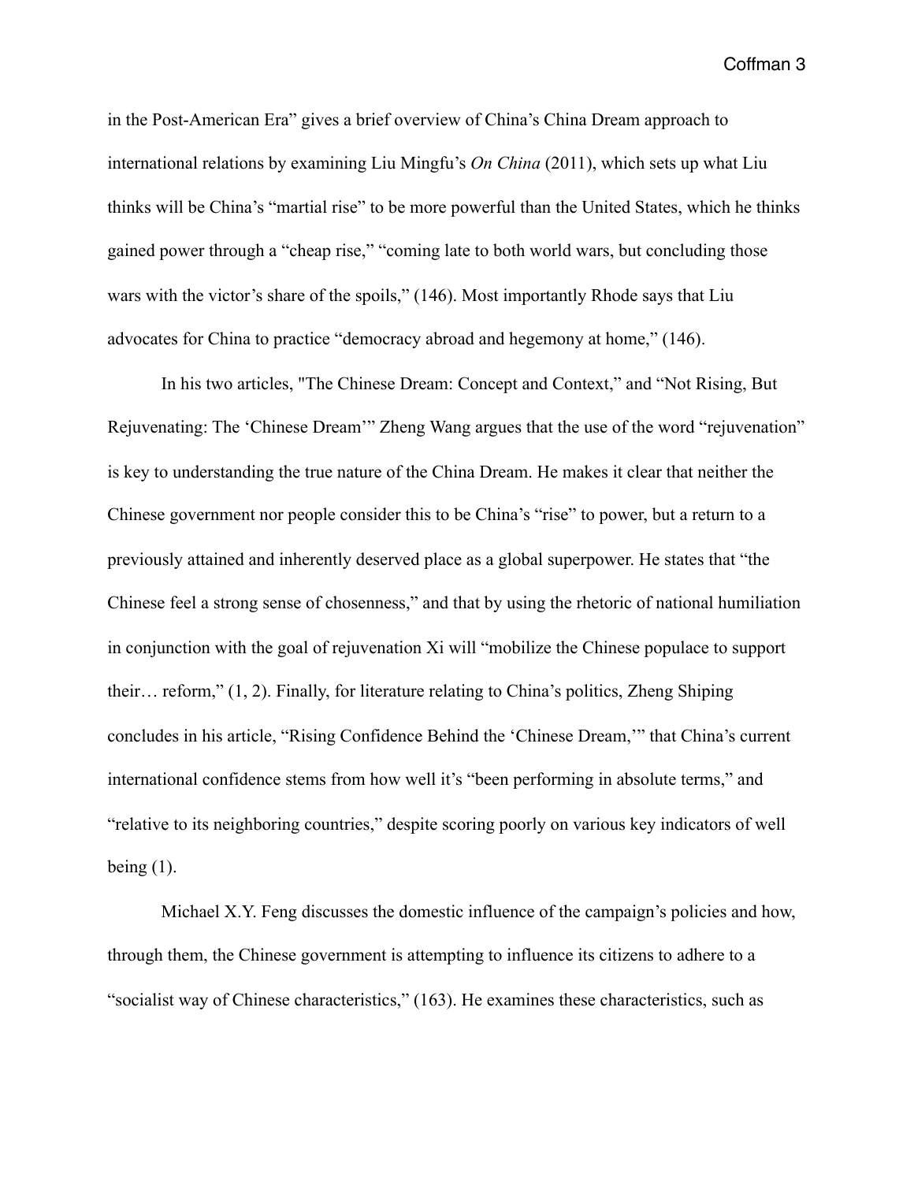in the Post-American Era" gives a brief overview of China's China Dream approach to international relations by examining Liu Mingfu's *On China* (2011), which sets up what Liu thinks will be China's "martial rise" to be more powerful than the United States, which he thinks gained power through a "cheap rise," "coming late to both world wars, but concluding those wars with the victor's share of the spoils," (146). Most importantly Rhode says that Liu advocates for China to practice "democracy abroad and hegemony at home," (146).

In his two articles, "The Chinese Dream: Concept and Context," and "Not Rising, But Rejuvenating: The 'Chinese Dream'" Zheng Wang argues that the use of the word "rejuvenation" is key to understanding the true nature of the China Dream. He makes it clear that neither the Chinese government nor people consider this to be China's "rise" to power, but a return to a previously attained and inherently deserved place as a global superpower. He states that "the Chinese feel a strong sense of chosenness," and that by using the rhetoric of national humiliation in conjunction with the goal of rejuvenation Xi will "mobilize the Chinese populace to support their… reform," (1, 2). Finally, for literature relating to China's politics, Zheng Shiping concludes in his article, "Rising Confidence Behind the 'Chinese Dream,'" that China's current international confidence stems from how well it's "been performing in absolute terms," and "relative to its neighboring countries," despite scoring poorly on various key indicators of well being (1).

Michael X.Y. Feng discusses the domestic influence of the campaign's policies and how, through them, the Chinese government is attempting to influence its citizens to adhere to a "socialist way of Chinese characteristics," (163). He examines these characteristics, such as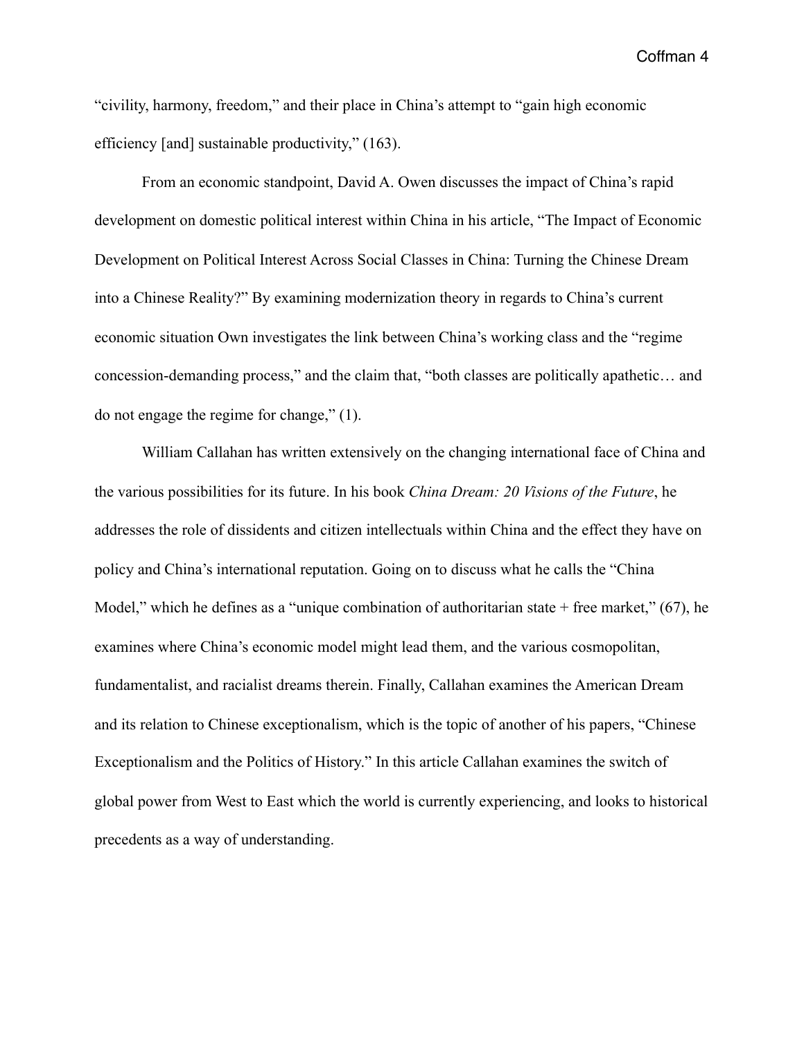"civility, harmony, freedom," and their place in China's attempt to "gain high economic efficiency [and] sustainable productivity," (163).

From an economic standpoint, David A. Owen discusses the impact of China's rapid development on domestic political interest within China in his article, "The Impact of Economic Development on Political Interest Across Social Classes in China: Turning the Chinese Dream into a Chinese Reality?" By examining modernization theory in regards to China's current economic situation Own investigates the link between China's working class and the "regime concession-demanding process," and the claim that, "both classes are politically apathetic… and do not engage the regime for change," (1).

William Callahan has written extensively on the changing international face of China and the various possibilities for its future. In his book *China Dream: 20 Visions of the Future*, he addresses the role of dissidents and citizen intellectuals within China and the effect they have on policy and China's international reputation. Going on to discuss what he calls the "China Model," which he defines as a "unique combination of authoritarian state + free market," (67), he examines where China's economic model might lead them, and the various cosmopolitan, fundamentalist, and racialist dreams therein. Finally, Callahan examines the American Dream and its relation to Chinese exceptionalism, which is the topic of another of his papers, "Chinese Exceptionalism and the Politics of History." In this article Callahan examines the switch of global power from West to East which the world is currently experiencing, and looks to historical precedents as a way of understanding.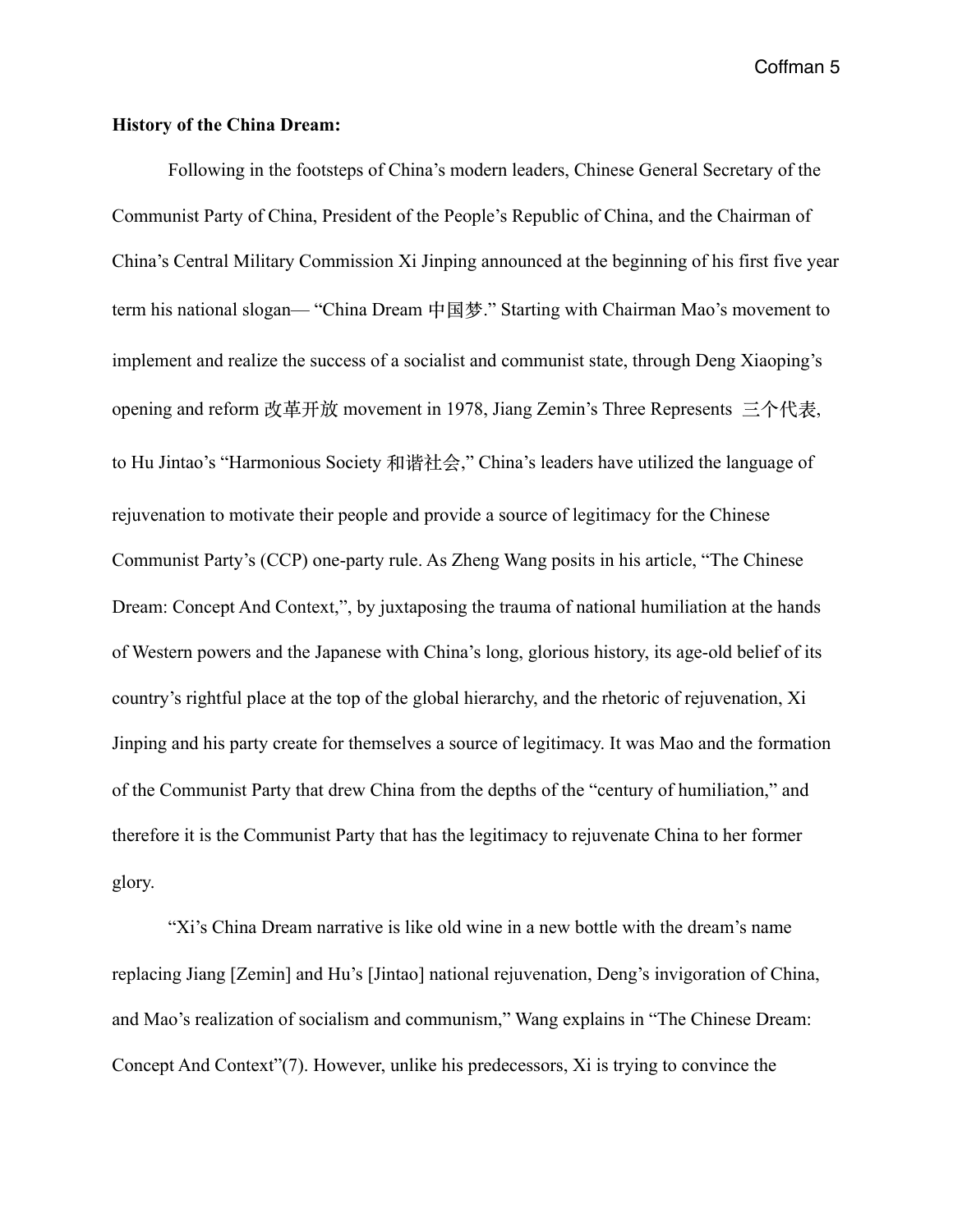**History of the China Dream:**

Following in the footsteps of China's modern leaders, Chinese General Secretary of the Communist Party of China, President of the People's Republic of China, and the Chairman of China's Central Military Commission Xi Jinping announced at the beginning of his first five year term his national slogan— "China Dream 中国梦." Starting with Chairman Mao's movement to implement and realize the success of a socialist and communist state, through Deng Xiaoping's opening and reform 改革开放 movement in 1978, Jiang Zemin's Three Represents 三个代表, to Hu Jintao's "Harmonious Society 和谐社会," China's leaders have utilized the language of rejuvenation to motivate their people and provide a source of legitimacy for the Chinese Communist Party's (CCP) one-party rule. As Zheng Wang posits in his article, "The Chinese Dream: Concept And Context,", by juxtaposing the trauma of national humiliation at the hands of Western powers and the Japanese with China's long, glorious history, its age-old belief of its country's rightful place at the top of the global hierarchy, and the rhetoric of rejuvenation, Xi Jinping and his party create for themselves a source of legitimacy. It was Mao and the formation of the Communist Party that drew China from the depths of the "century of humiliation," and therefore it is the Communist Party that has the legitimacy to rejuvenate China to her former glory.

"Xi's China Dream narrative is like old wine in a new bottle with the dream's name replacing Jiang [Zemin] and Hu's [Jintao] national rejuvenation, Deng's invigoration of China, and Mao's realization of socialism and communism," Wang explains in "The Chinese Dream: Concept And Context"(7). However, unlike his predecessors, Xi is trying to convince the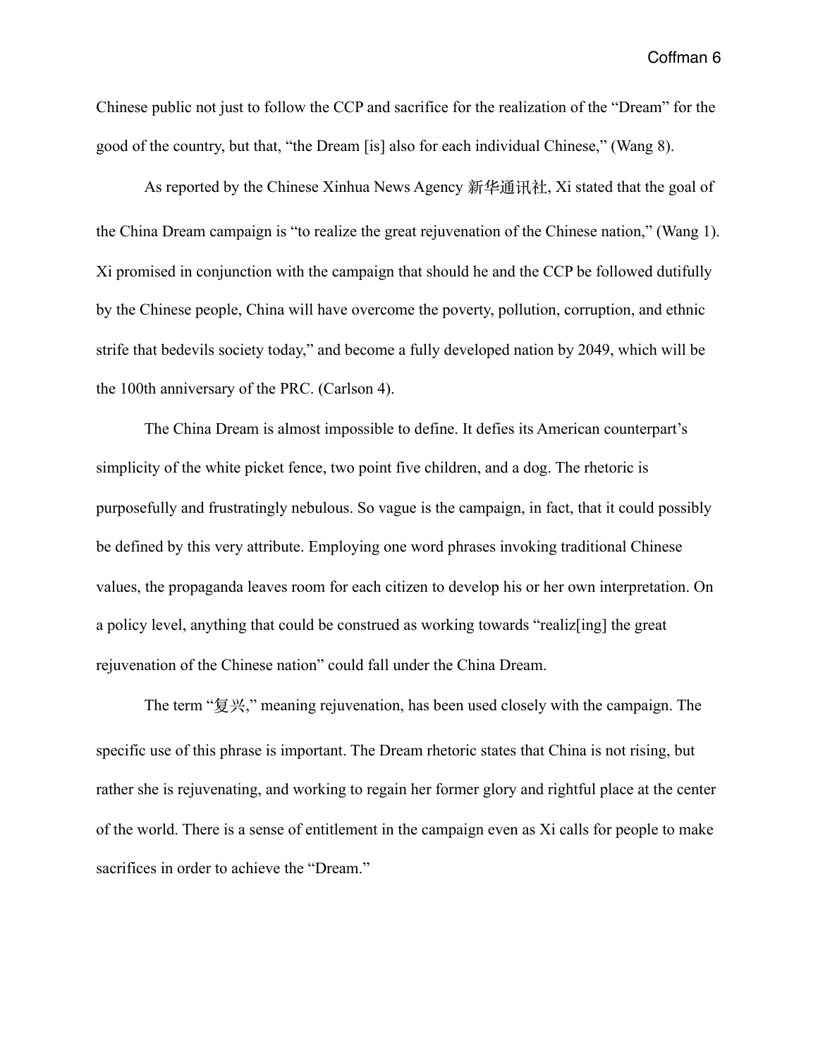Chinese public not just to follow the CCP and sacrifice for the realization of the "Dream" for the good of the country, but that, "the Dream [is] also for each individual Chinese," (Wang 8).

As reported by the Chinese Xinhua News Agency 新华通讯社, Xi stated that the goal of the China Dream campaign is "to realize the great rejuvenation of the Chinese nation," (Wang 1). Xi promised in conjunction with the campaign that should he and the CCP be followed dutifully by the Chinese people, China will have overcome the poverty, pollution, corruption, and ethnic strife that bedevils society today," and become a fully developed nation by 2049, which will be the 100th anniversary of the PRC. (Carlson 4).

The China Dream is almost impossible to define. It defies its American counterpart's simplicity of the white picket fence, two point five children, and a dog. The rhetoric is purposefully and frustratingly nebulous. So vague is the campaign, in fact, that it could possibly be defined by this very attribute. Employing one word phrases invoking traditional Chinese values, the propaganda leaves room for each citizen to develop his or her own interpretation. On a policy level, anything that could be construed as working towards "realiz[ing] the great rejuvenation of the Chinese nation" could fall under the China Dream.

The term "复兴," meaning rejuvenation, has been used closely with the campaign. The specific use of this phrase is important. The Dream rhetoric states that China is not rising, but rather she is rejuvenating, and working to regain her former glory and rightful place at the center of the world. There is a sense of entitlement in the campaign even as Xi calls for people to make sacrifices in order to achieve the "Dream."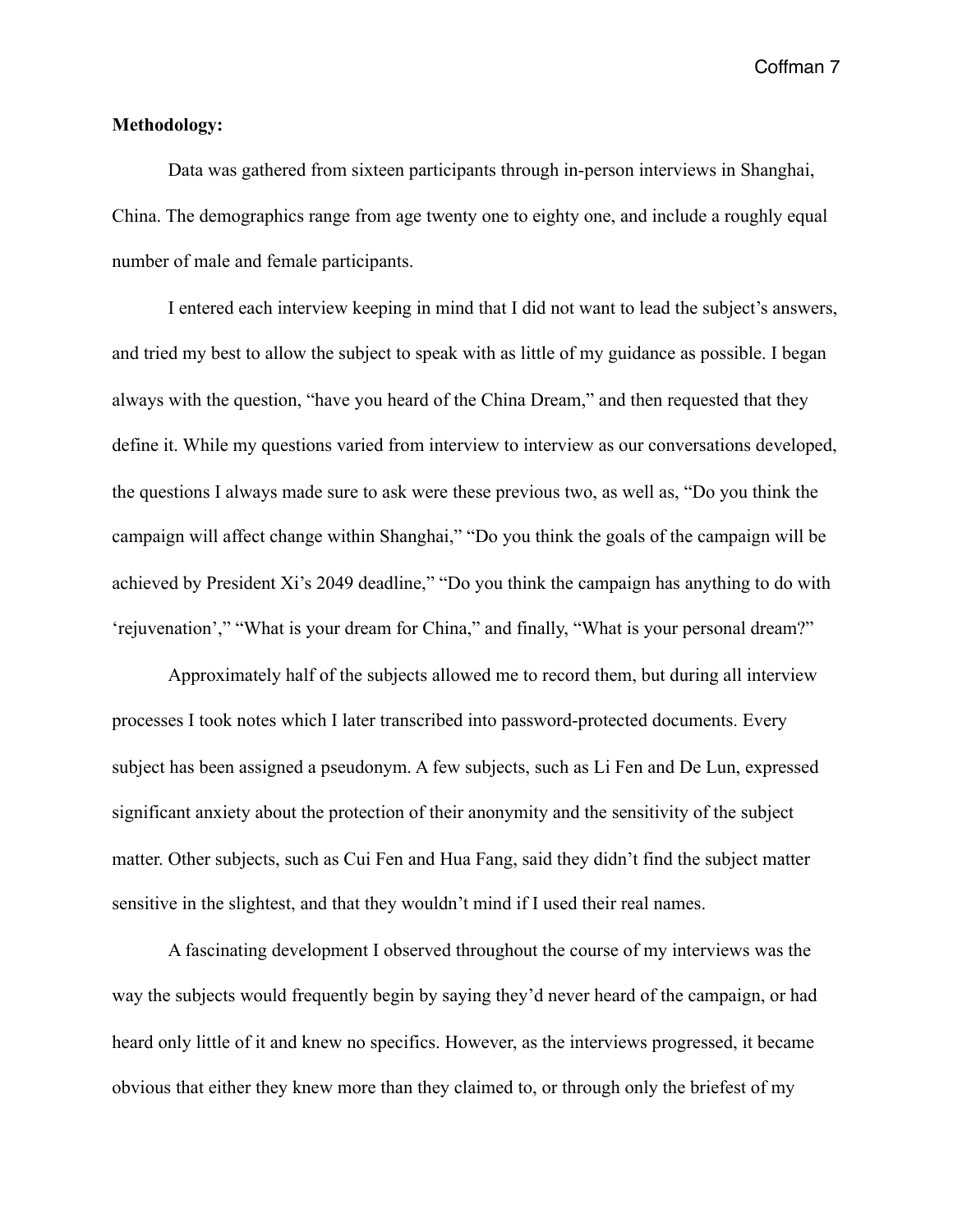**Methodology:**

Data was gathered from sixteen participants through in-person interviews in Shanghai, China. The demographics range from age twenty one to eighty one, and include a roughly equal number of male and female participants.

I entered each interview keeping in mind that I did not want to lead the subject's answers, and tried my best to allow the subject to speak with as little of my guidance as possible. I began always with the question, "have you heard of the China Dream," and then requested that they define it. While my questions varied from interview to interview as our conversations developed, the questions I always made sure to ask were these previous two, as well as, "Do you think the campaign will affect change within Shanghai," "Do you think the goals of the campaign will be achieved by President Xi's 2049 deadline," "Do you think the campaign has anything to do with 'rejuvenation'," "What is your dream for China," and finally, "What is your personal dream?"

Approximately half of the subjects allowed me to record them, but during all interview processes I took notes which I later transcribed into password-protected documents. Every subject has been assigned a pseudonym. A few subjects, such as Li Fen and De Lun, expressed significant anxiety about the protection of their anonymity and the sensitivity of the subject matter. Other subjects, such as Cui Fen and Hua Fang, said they didn't find the subject matter sensitive in the slightest, and that they wouldn't mind if I used their real names.

A fascinating development I observed throughout the course of my interviews was the way the subjects would frequently begin by saying they'd never heard of the campaign, or had heard only little of it and knew no specifics. However, as the interviews progressed, it became obvious that either they knew more than they claimed to, or through only the briefest of my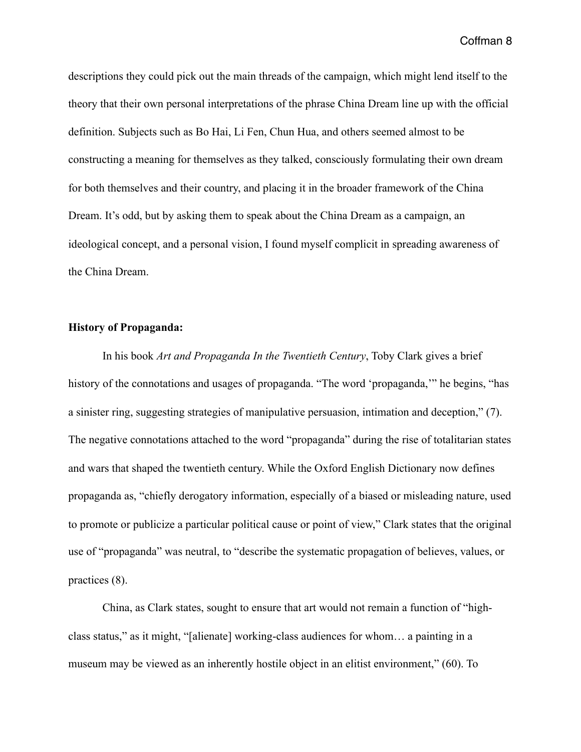descriptions they could pick out the main threads of the campaign, which might lend itself to the theory that their own personal interpretations of the phrase China Dream line up with the official definition. Subjects such as Bo Hai, Li Fen, Chun Hua, and others seemed almost to be constructing a meaning for themselves as they talked, consciously formulating their own dream for both themselves and their country, and placing it in the broader framework of the China Dream. It's odd, but by asking them to speak about the China Dream as a campaign, an ideological concept, and a personal vision, I found myself complicit in spreading awareness of the China Dream.

**History of Propaganda:**

In his book *Art and Propaganda In the Twentieth Century*, Toby Clark gives a brief history of the connotations and usages of propaganda. "The word 'propaganda,'" he begins, "has a sinister ring, suggesting strategies of manipulative persuasion, intimation and deception," (7). The negative connotations attached to the word "propaganda" during the rise of totalitarian states and wars that shaped the twentieth century. While the Oxford English Dictionary now defines propaganda as, "chiefly derogatory information, especially of a biased or misleading nature, used to promote or publicize a particular political cause or point of view," Clark states that the original use of "propaganda" was neutral, to "describe the systematic propagation of believes, values, or practices (8).

China, as Clark states, sought to ensure that art would not remain a function of "high-class status," as it might, "[alienate] working-class audiences for whom… a painting in a museum may be viewed as an inherently hostile object in an elitist environment," (60). To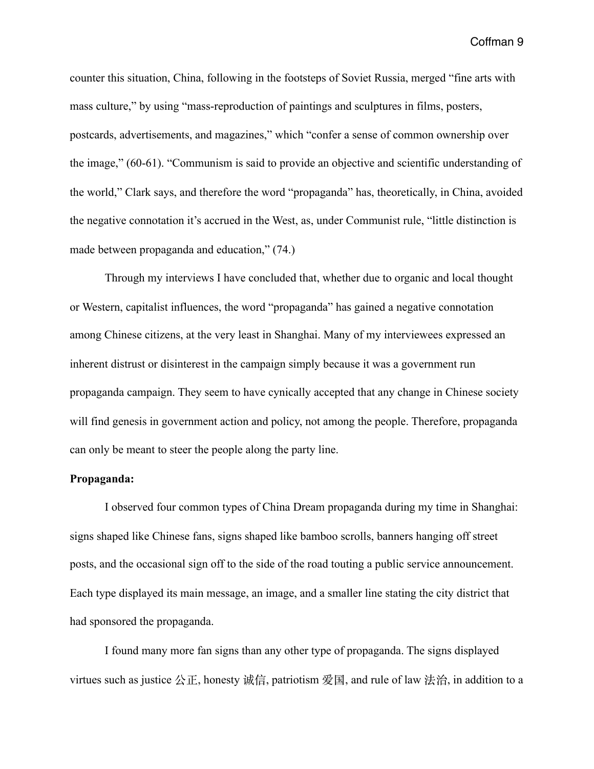counter this situation, China, following in the footsteps of Soviet Russia, merged "fine arts with mass culture," by using "mass-reproduction of paintings and sculptures in films, posters, postcards, advertisements, and magazines," which "confer a sense of common ownership over the image," (60-61). "Communism is said to provide an objective and scientific understanding of the world," Clark says, and therefore the word "propaganda" has, theoretically, in China, avoided the negative connotation it's accrued in the West, as, under Communist rule, "little distinction is made between propaganda and education," (74.)

Through my interviews I have concluded that, whether due to organic and local thought or Western, capitalist influences, the word "propaganda" has gained a negative connotation among Chinese citizens, at the very least in Shanghai. Many of my interviewees expressed an inherent distrust or disinterest in the campaign simply because it was a government run propaganda campaign. They seem to have cynically accepted that any change in Chinese society will find genesis in government action and policy, not among the people. Therefore, propaganda can only be meant to steer the people along the party line.

**Propaganda:**

I observed four common types of China Dream propaganda during my time in Shanghai: signs shaped like Chinese fans, signs shaped like bamboo scrolls, banners hanging off street posts, and the occasional sign off to the side of the road touting a public service announcement. Each type displayed its main message, an image, and a smaller line stating the city district that had sponsored the propaganda.

I found many more fan signs than any other type of propaganda. The signs displayed virtues such as justice 公正, honesty 诚信, patriotism 爱国, and rule of law 法治, in addition to a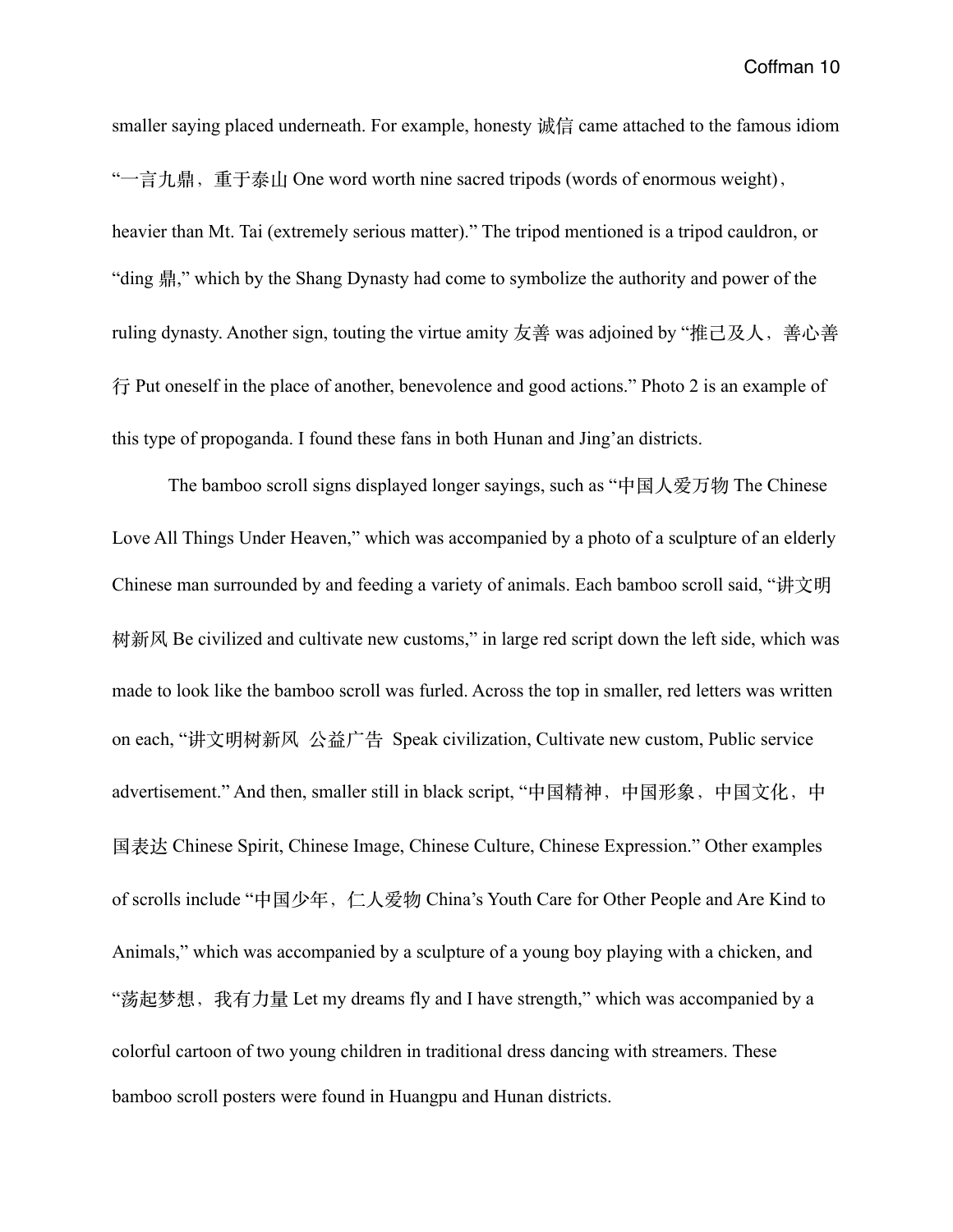smaller saying placed underneath. For example, honesty 诚信 came attached to the famous idiom "一言九鼎，重于泰山 One word worth nine sacred tripods (words of enormous weight), heavier than Mt. Tai (extremely serious matter)." The tripod mentioned is a tripod cauldron, or "ding 鼎," which by the Shang Dynasty had come to symbolize the authority and power of the ruling dynasty. Another sign, touting the virtue amity 友善 was adjoined by "推己及人，善心善行 Put oneself in the place of another, benevolence and good actions." Photo 2 is an example of this type of propoganda. I found these fans in both Hunan and Jing'an districts.

The bamboo scroll signs displayed longer sayings, such as "中国人爱万物 The Chinese Love All Things Under Heaven," which was accompanied by a photo of a sculpture of an elderly Chinese man surrounded by and feeding a variety of animals. Each bamboo scroll said, "讲文明树新风 Be civilized and cultivate new customs," in large red script down the left side, which was made to look like the bamboo scroll was furled. Across the top in smaller, red letters was written on each, "讲文明树新风 公益广告 Speak civilization, Cultivate new custom, Public service advertisement." And then, smaller still in black script, "中国精神，中国形象，中国文化，中国表达 Chinese Spirit, Chinese Image, Chinese Culture, Chinese Expression." Other examples of scrolls include "中国少年，仁人爱物 China's Youth Care for Other People and Are Kind to Animals," which was accompanied by a sculpture of a young boy playing with a chicken, and "荡起梦想，我有力量 Let my dreams fly and I have strength," which was accompanied by a colorful cartoon of two young children in traditional dress dancing with streamers. These bamboo scroll posters were found in Huangpu and Hunan districts.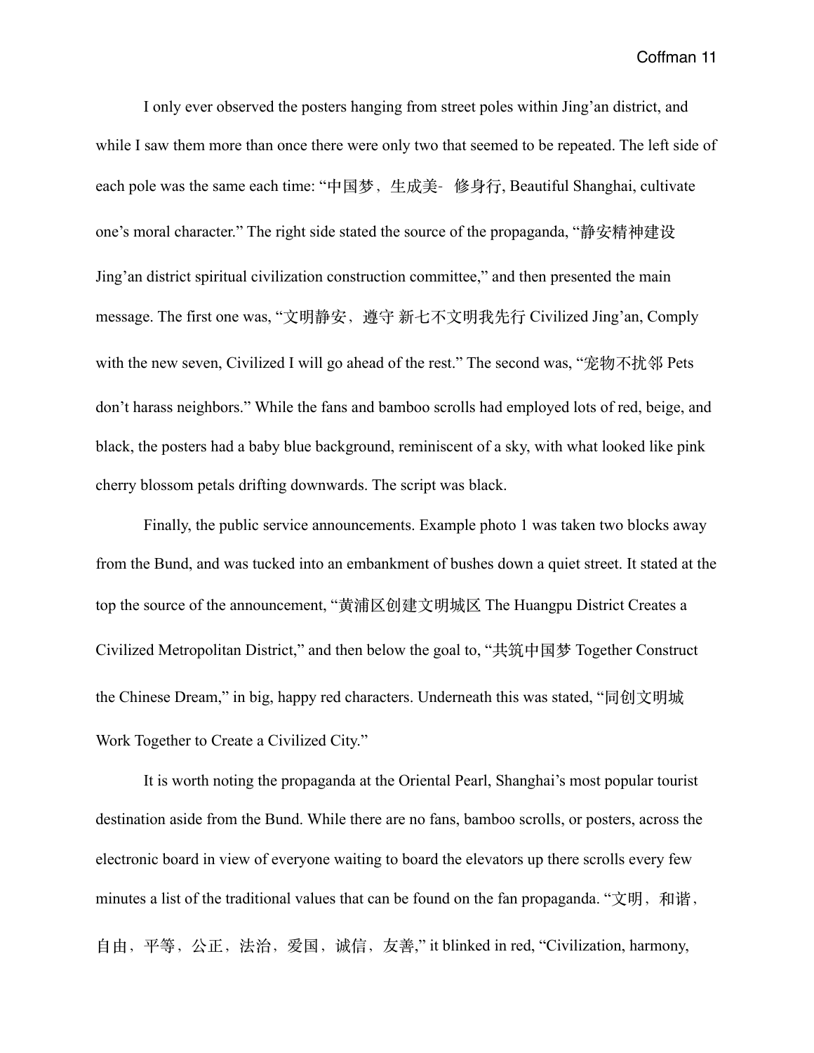I only ever observed the posters hanging from street poles within Jing'an district, and while I saw them more than once there were only two that seemed to be repeated. The left side of each pole was the same each time: "中国梦，生成美-  修身行, Beautiful Shanghai, cultivate one's moral character." The right side stated the source of the propaganda, "静安精神建设 Jing'an district spiritual civilization construction committee," and then presented the main message. The first one was, "文明静安，遵守 新七不文明我先行 Civilized Jing'an, Comply with the new seven, Civilized I will go ahead of the rest." The second was, "宠物不扰邻 Pets don't harass neighbors." While the fans and bamboo scrolls had employed lots of red, beige, and black, the posters had a baby blue background, reminiscent of a sky, with what looked like pink cherry blossom petals drifting downwards. The script was black.

Finally, the public service announcements. Example photo 1 was taken two blocks away from the Bund, and was tucked into an embankment of bushes down a quiet street. It stated at the top the source of the announcement, "黄浦区创建文明城区 The Huangpu District Creates a Civilized Metropolitan District," and then below the goal to, "共筑中国梦 Together Construct the Chinese Dream," in big, happy red characters. Underneath this was stated, "同创文明城 Work Together to Create a Civilized City."

It is worth noting the propaganda at the Oriental Pearl, Shanghai's most popular tourist destination aside from the Bund. While there are no fans, bamboo scrolls, or posters, across the electronic board in view of everyone waiting to board the elevators up there scrolls every few minutes a list of the traditional values that can be found on the fan propaganda. "文明，和谐，自由，平等，公正，法治，爱国，诚信，友善," it blinked in red, "Civilization, harmony,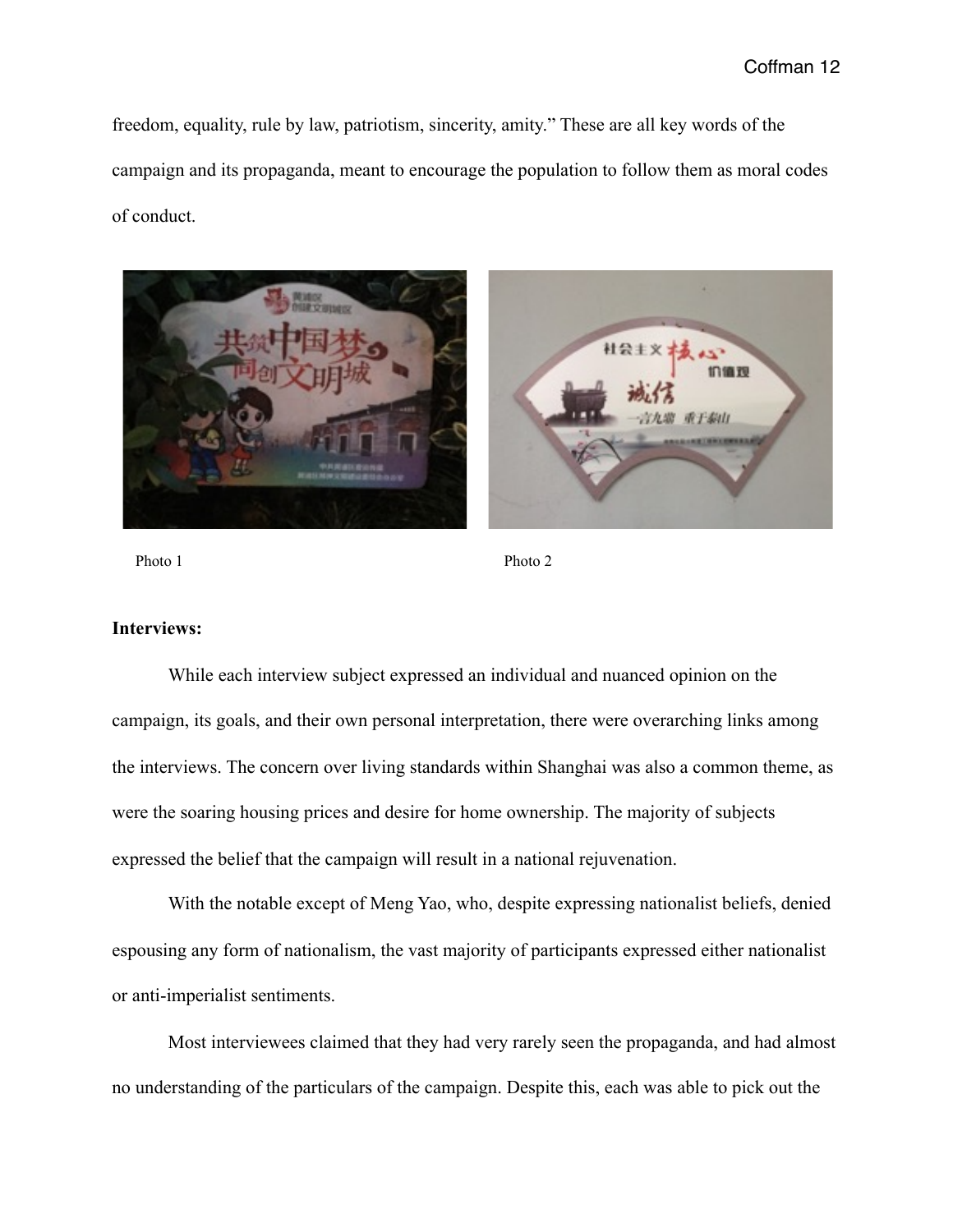freedom, equality, rule by law, patriotism, sincerity, amity." These are all key words of the campaign and its propaganda, meant to encourage the population to follow them as moral codes of conduct.

Photo 1

Photo 2

**Interviews:**

While each interview subject expressed an individual and nuanced opinion on the campaign, its goals, and their own personal interpretation, there were overarching links among the interviews. The concern over living standards within Shanghai was also a common theme, as were the soaring housing prices and desire for home ownership. The majority of subjects expressed the belief that the campaign will result in a national rejuvenation.

With the notable except of Meng Yao, who, despite expressing nationalist beliefs, denied espousing any form of nationalism, the vast majority of participants expressed either nationalist or anti-imperialist sentiments.

Most interviewees claimed that they had very rarely seen the propaganda, and had almost no understanding of the particulars of the campaign. Despite this, each was able to pick out the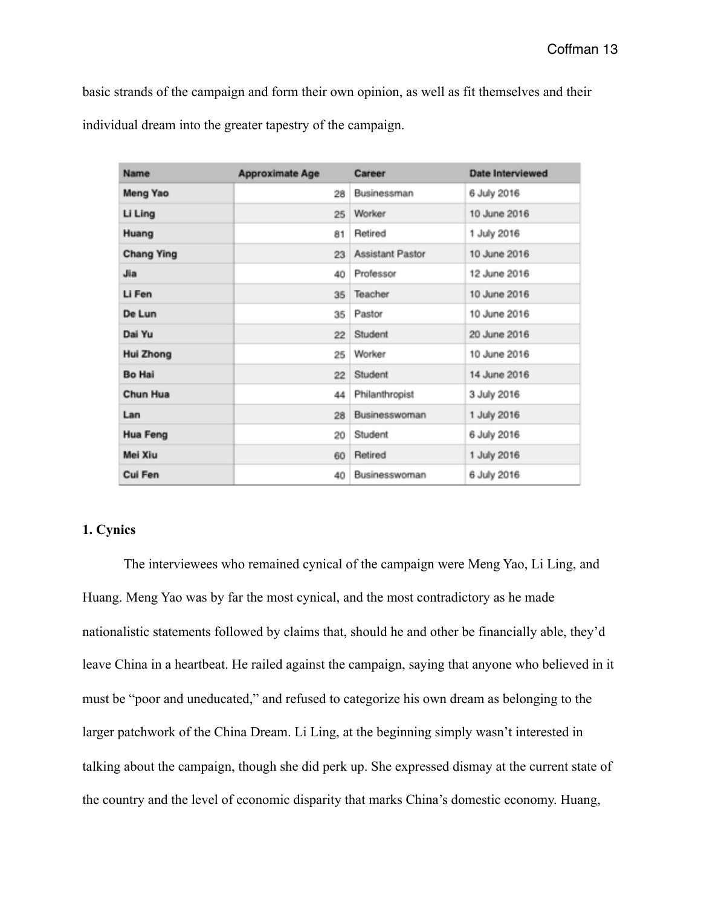basic strands of the campaign and form their own opinion, as well as fit themselves and their individual dream into the greater tapestry of the campaign.

| Name | Approximate Age | Career | Date Interviewed |
|---|---|---|---|
| Meng Yao | 28 | Businessman | 6 July 2016 |
| Li Ling | 25 | Worker | 10 June 2016 |
| Huang | 81 | Retired | 1 July 2016 |
| Chang Ying | 23 | Assistant Pastor | 10 June 2016 |
| Jia | 40 | Professor | 12 June 2016 |
| Li Fen | 35 | Teacher | 10 June 2016 |
| De Lun | 35 | Pastor | 10 June 2016 |
| Dai Yu | 22 | Student | 20 June 2016 |
| Hui Zhong | 25 | Worker | 10 June 2016 |
| Bo Hai | 22 | Student | 14 June 2016 |
| Chun Hua | 44 | Philanthropist | 3 July 2016 |
| Lan | 28 | Businesswoman | 1 July 2016 |
| Hua Feng | 20 | Student | 6 July 2016 |
| Mei Xiu | 60 | Retired | 1 July 2016 |
| Cui Fen | 40 | Businesswoman | 6 July 2016 |

**1. Cynics**

The interviewees who remained cynical of the campaign were Meng Yao, Li Ling, and Huang. Meng Yao was by far the most cynical, and the most contradictory as he made nationalistic statements followed by claims that, should he and other be financially able, they'd leave China in a heartbeat. He railed against the campaign, saying that anyone who believed in it must be "poor and uneducated," and refused to categorize his own dream as belonging to the larger patchwork of the China Dream. Li Ling, at the beginning simply wasn't interested in talking about the campaign, though she did perk up. She expressed dismay at the current state of the country and the level of economic disparity that marks China's domestic economy. Huang,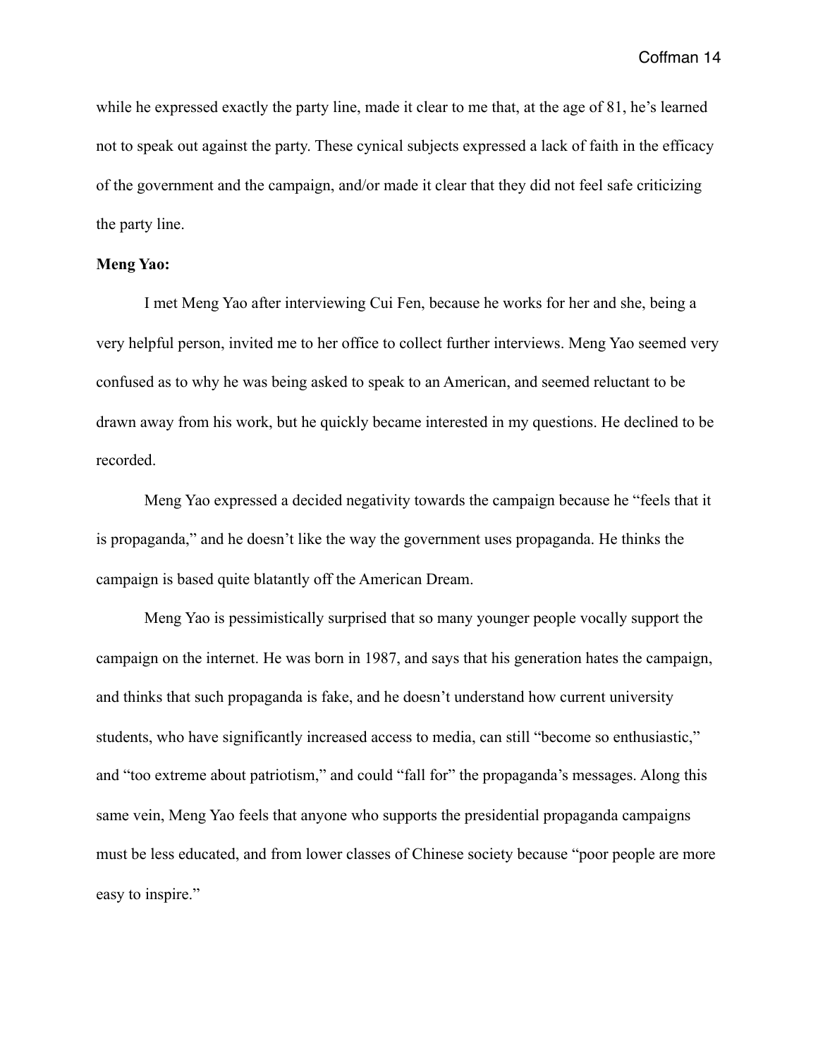while he expressed exactly the party line, made it clear to me that, at the age of 81, he's learned not to speak out against the party. These cynical subjects expressed a lack of faith in the efficacy of the government and the campaign, and/or made it clear that they did not feel safe criticizing the party line.

**Meng Yao:**

I met Meng Yao after interviewing Cui Fen, because he works for her and she, being a very helpful person, invited me to her office to collect further interviews. Meng Yao seemed very confused as to why he was being asked to speak to an American, and seemed reluctant to be drawn away from his work, but he quickly became interested in my questions. He declined to be recorded.

Meng Yao expressed a decided negativity towards the campaign because he "feels that it is propaganda," and he doesn't like the way the government uses propaganda. He thinks the campaign is based quite blatantly off the American Dream.

Meng Yao is pessimistically surprised that so many younger people vocally support the campaign on the internet. He was born in 1987, and says that his generation hates the campaign, and thinks that such propaganda is fake, and he doesn't understand how current university students, who have significantly increased access to media, can still "become so enthusiastic," and "too extreme about patriotism," and could "fall for" the propaganda's messages. Along this same vein, Meng Yao feels that anyone who supports the presidential propaganda campaigns must be less educated, and from lower classes of Chinese society because "poor people are more easy to inspire."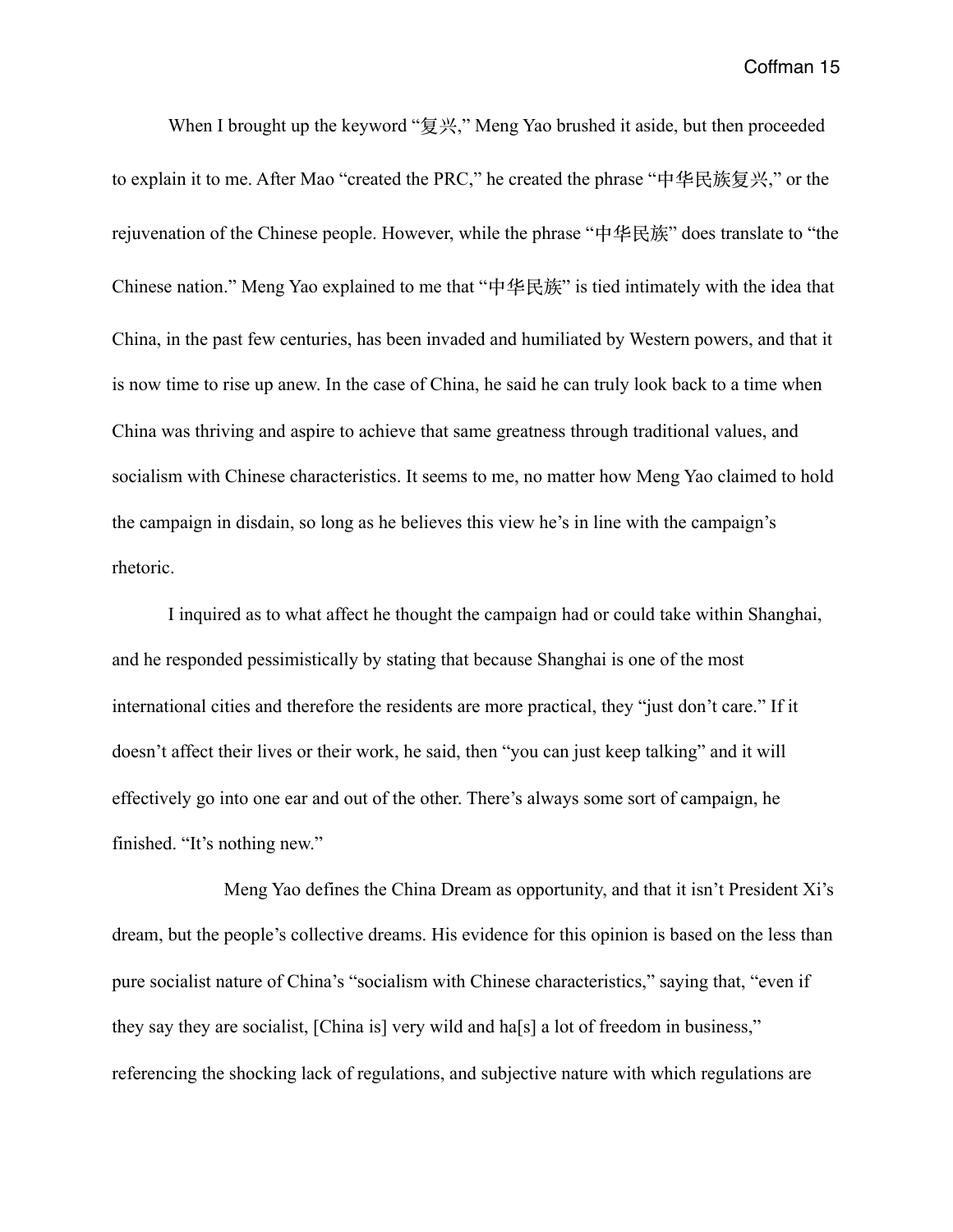When I brought up the keyword "复兴," Meng Yao brushed it aside, but then proceeded to explain it to me. After Mao "created the PRC," he created the phrase "中华民族复兴," or the rejuvenation of the Chinese people. However, while the phrase "中华民族" does translate to "the Chinese nation." Meng Yao explained to me that "中华民族" is tied intimately with the idea that China, in the past few centuries, has been invaded and humiliated by Western powers, and that it is now time to rise up anew. In the case of China, he said he can truly look back to a time when China was thriving and aspire to achieve that same greatness through traditional values, and socialism with Chinese characteristics. It seems to me, no matter how Meng Yao claimed to hold the campaign in disdain, so long as he believes this view he's in line with the campaign's rhetoric.

I inquired as to what affect he thought the campaign had or could take within Shanghai, and he responded pessimistically by stating that because Shanghai is one of the most international cities and therefore the residents are more practical, they "just don't care." If it doesn't affect their lives or their work, he said, then "you can just keep talking" and it will effectively go into one ear and out of the other. There's always some sort of campaign, he finished. "It's nothing new."

Meng Yao defines the China Dream as opportunity, and that it isn't President Xi's dream, but the people's collective dreams. His evidence for this opinion is based on the less than pure socialist nature of China's "socialism with Chinese characteristics," saying that, "even if they say they are socialist, [China is] very wild and ha[s] a lot of freedom in business," referencing the shocking lack of regulations, and subjective nature with which regulations are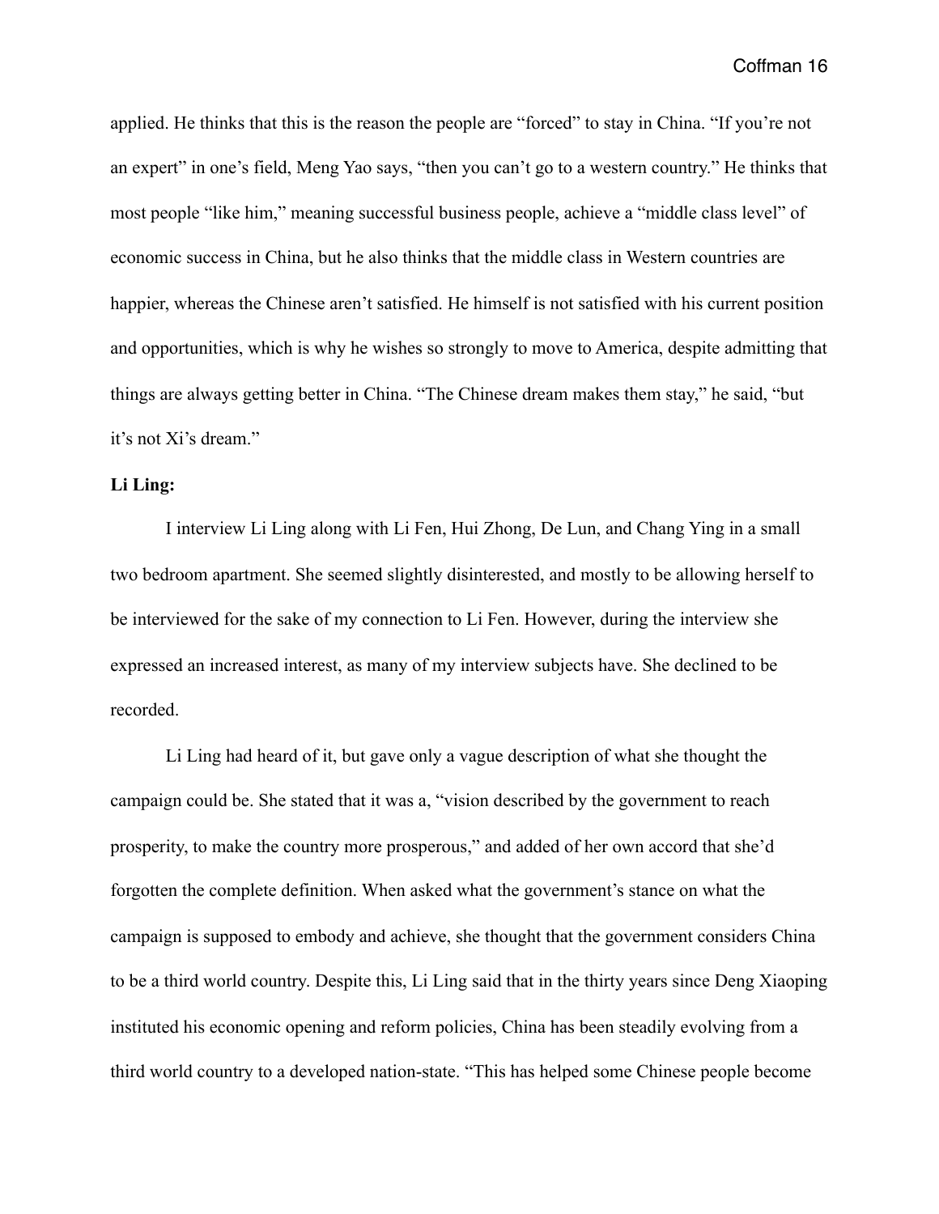applied. He thinks that this is the reason the people are "forced" to stay in China. "If you're not an expert" in one's field, Meng Yao says, "then you can't go to a western country." He thinks that most people "like him," meaning successful business people, achieve a "middle class level" of economic success in China, but he also thinks that the middle class in Western countries are happier, whereas the Chinese aren't satisfied. He himself is not satisfied with his current position and opportunities, which is why he wishes so strongly to move to America, despite admitting that things are always getting better in China. "The Chinese dream makes them stay," he said, "but it's not Xi's dream."

**Li Ling:**

I interview Li Ling along with Li Fen, Hui Zhong, De Lun, and Chang Ying in a small two bedroom apartment. She seemed slightly disinterested, and mostly to be allowing herself to be interviewed for the sake of my connection to Li Fen. However, during the interview she expressed an increased interest, as many of my interview subjects have. She declined to be recorded.

Li Ling had heard of it, but gave only a vague description of what she thought the campaign could be. She stated that it was a, "vision described by the government to reach prosperity, to make the country more prosperous," and added of her own accord that she'd forgotten the complete definition. When asked what the government's stance on what the campaign is supposed to embody and achieve, she thought that the government considers China to be a third world country. Despite this, Li Ling said that in the thirty years since Deng Xiaoping instituted his economic opening and reform policies, China has been steadily evolving from a third world country to a developed nation-state. "This has helped some Chinese people become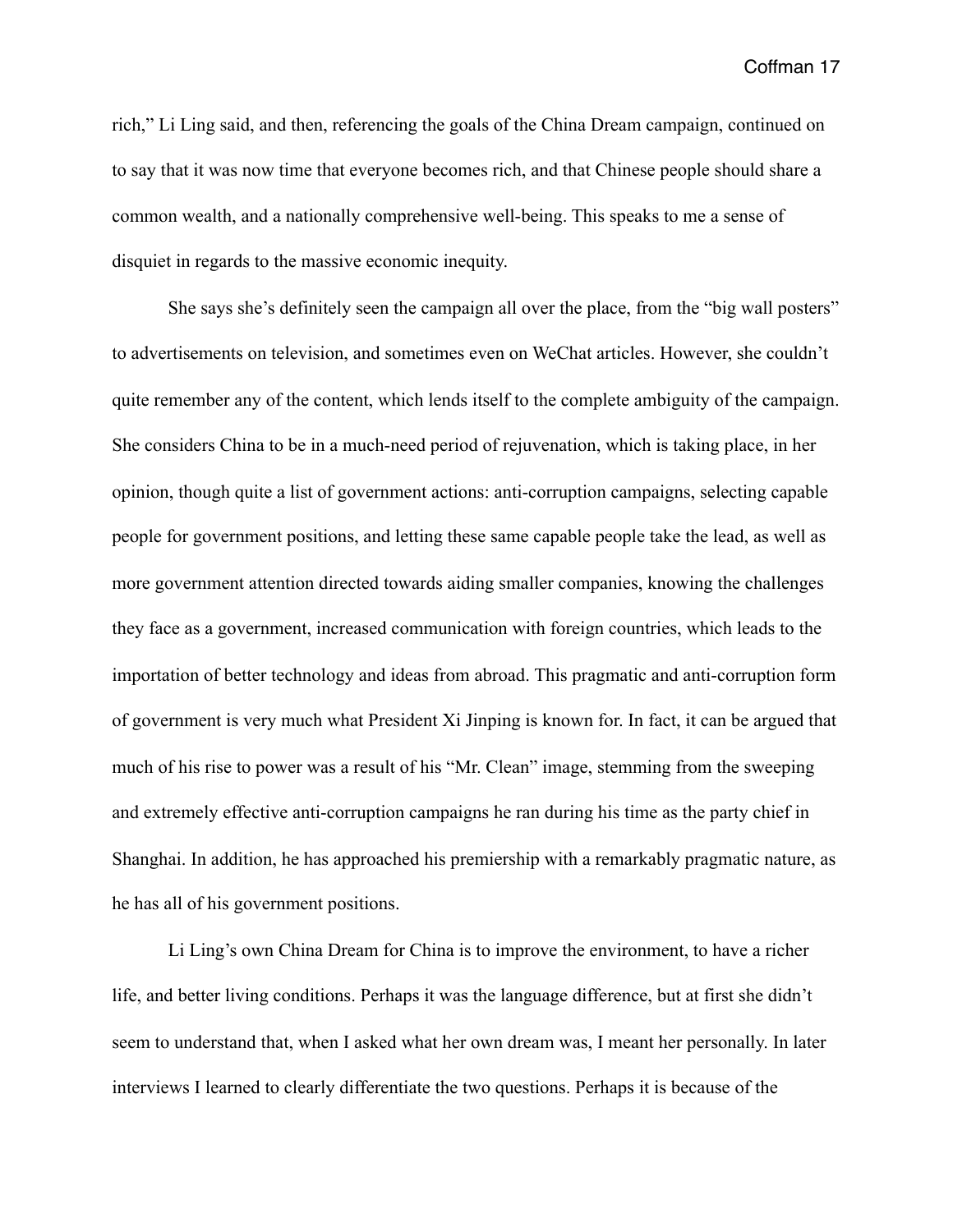rich," Li Ling said, and then, referencing the goals of the China Dream campaign, continued on to say that it was now time that everyone becomes rich, and that Chinese people should share a common wealth, and a nationally comprehensive well-being. This speaks to me a sense of disquiet in regards to the massive economic inequity.

She says she's definitely seen the campaign all over the place, from the "big wall posters" to advertisements on television, and sometimes even on WeChat articles. However, she couldn't quite remember any of the content, which lends itself to the complete ambiguity of the campaign. She considers China to be in a much-need period of rejuvenation, which is taking place, in her opinion, though quite a list of government actions: anti-corruption campaigns, selecting capable people for government positions, and letting these same capable people take the lead, as well as more government attention directed towards aiding smaller companies, knowing the challenges they face as a government, increased communication with foreign countries, which leads to the importation of better technology and ideas from abroad. This pragmatic and anti-corruption form of government is very much what President Xi Jinping is known for. In fact, it can be argued that much of his rise to power was a result of his "Mr. Clean" image, stemming from the sweeping and extremely effective anti-corruption campaigns he ran during his time as the party chief in Shanghai. In addition, he has approached his premiership with a remarkably pragmatic nature, as he has all of his government positions.

Li Ling's own China Dream for China is to improve the environment, to have a richer life, and better living conditions. Perhaps it was the language difference, but at first she didn't seem to understand that, when I asked what her own dream was, I meant her personally. In later interviews I learned to clearly differentiate the two questions. Perhaps it is because of the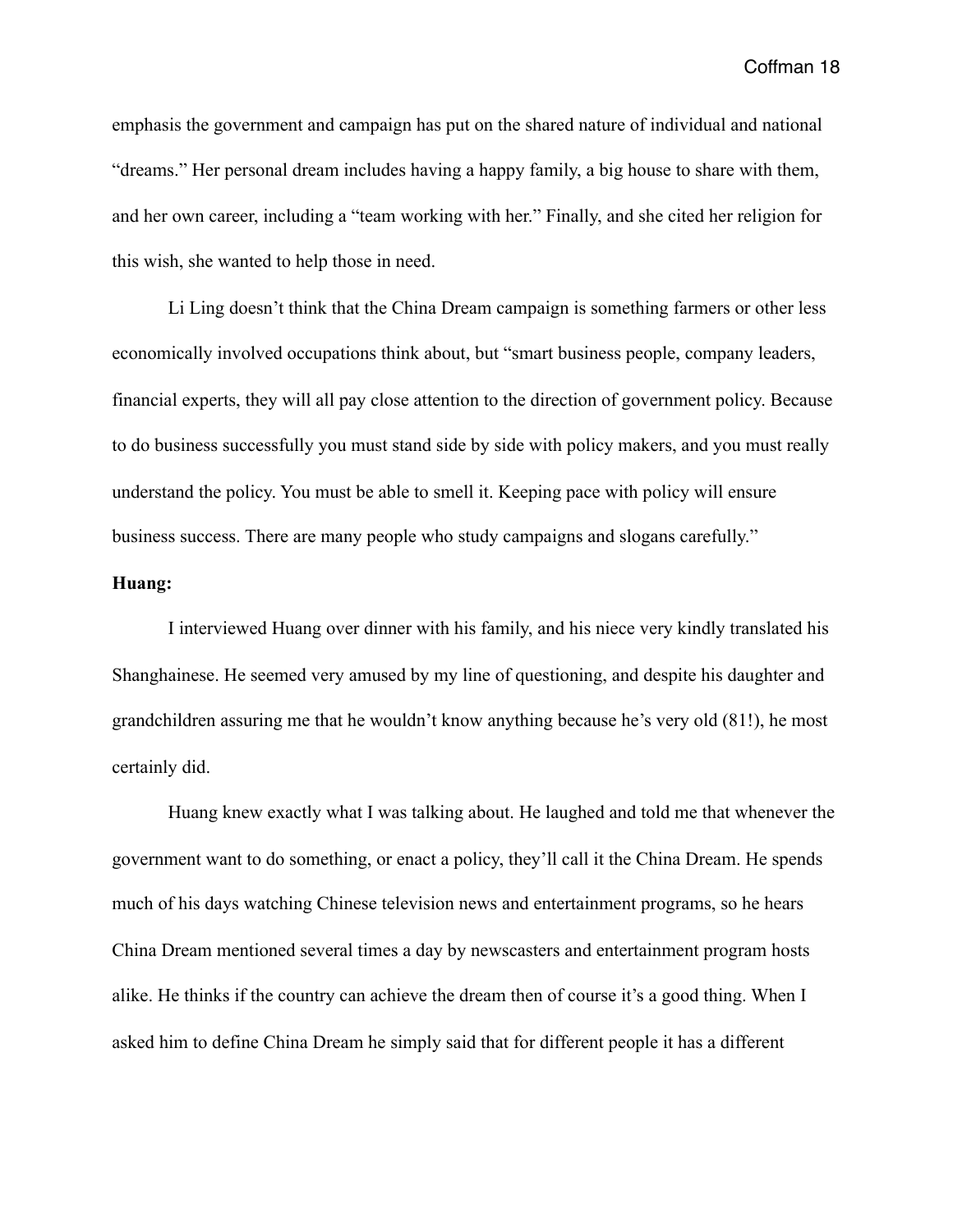emphasis the government and campaign has put on the shared nature of individual and national "dreams." Her personal dream includes having a happy family, a big house to share with them, and her own career, including a "team working with her." Finally, and she cited her religion for this wish, she wanted to help those in need.

Li Ling doesn't think that the China Dream campaign is something farmers or other less economically involved occupations think about, but "smart business people, company leaders, financial experts, they will all pay close attention to the direction of government policy. Because to do business successfully you must stand side by side with policy makers, and you must really understand the policy. You must be able to smell it. Keeping pace with policy will ensure business success. There are many people who study campaigns and slogans carefully."

**Huang:**

I interviewed Huang over dinner with his family, and his niece very kindly translated his Shanghainese. He seemed very amused by my line of questioning, and despite his daughter and grandchildren assuring me that he wouldn't know anything because he's very old (81!), he most certainly did.

Huang knew exactly what I was talking about. He laughed and told me that whenever the government want to do something, or enact a policy, they'll call it the China Dream. He spends much of his days watching Chinese television news and entertainment programs, so he hears China Dream mentioned several times a day by newscasters and entertainment program hosts alike. He thinks if the country can achieve the dream then of course it's a good thing. When I asked him to define China Dream he simply said that for different people it has a different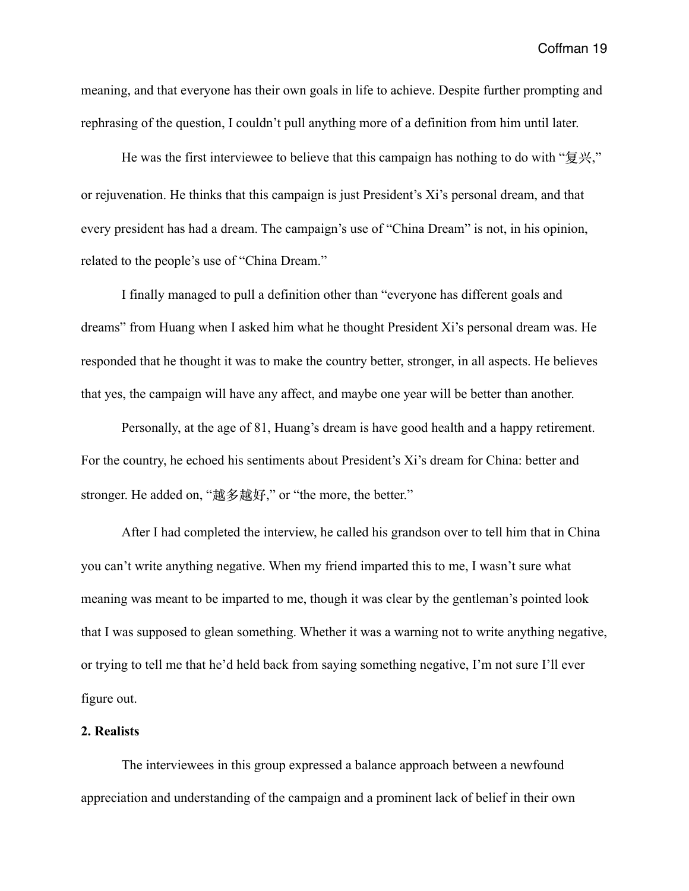meaning, and that everyone has their own goals in life to achieve. Despite further prompting and rephrasing of the question, I couldn't pull anything more of a definition from him until later.

He was the first interviewee to believe that this campaign has nothing to do with "复兴," or rejuvenation. He thinks that this campaign is just President's Xi's personal dream, and that every president has had a dream. The campaign's use of "China Dream" is not, in his opinion, related to the people's use of "China Dream."

I finally managed to pull a definition other than "everyone has different goals and dreams" from Huang when I asked him what he thought President Xi's personal dream was. He responded that he thought it was to make the country better, stronger, in all aspects. He believes that yes, the campaign will have any affect, and maybe one year will be better than another.

Personally, at the age of 81, Huang's dream is have good health and a happy retirement. For the country, he echoed his sentiments about President's Xi's dream for China: better and stronger. He added on, "越多越好," or "the more, the better."

After I had completed the interview, he called his grandson over to tell him that in China you can't write anything negative. When my friend imparted this to me, I wasn't sure what meaning was meant to be imparted to me, though it was clear by the gentleman's pointed look that I was supposed to glean something. Whether it was a warning not to write anything negative, or trying to tell me that he'd held back from saying something negative, I'm not sure I'll ever figure out.

**2. Realists**

The interviewees in this group expressed a balance approach between a newfound appreciation and understanding of the campaign and a prominent lack of belief in their own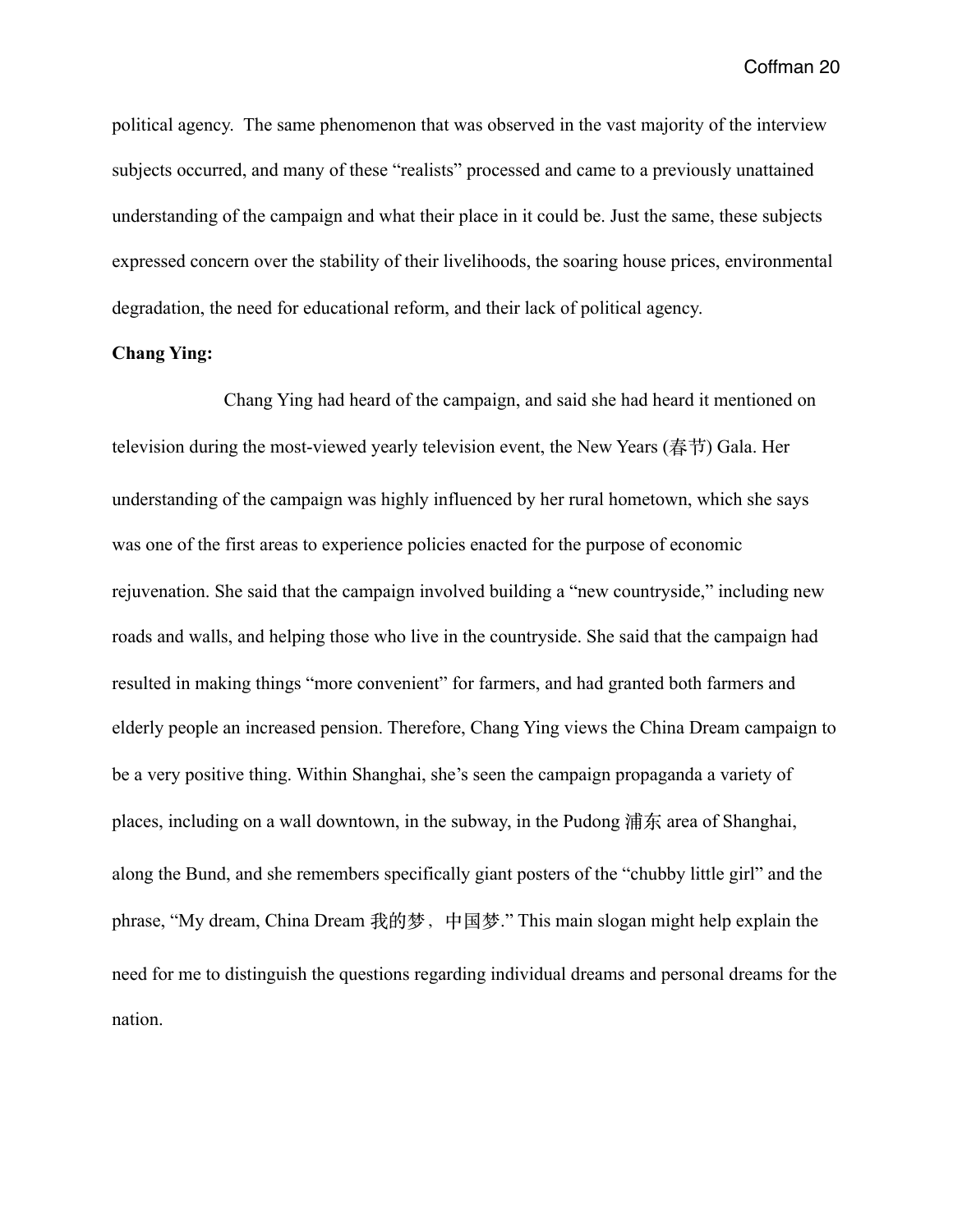political agency. The same phenomenon that was observed in the vast majority of the interview subjects occurred, and many of these "realists" processed and came to a previously unattained understanding of the campaign and what their place in it could be. Just the same, these subjects expressed concern over the stability of their livelihoods, the soaring house prices, environmental degradation, the need for educational reform, and their lack of political agency.

**Chang Ying:**

Chang Ying had heard of the campaign, and said she had heard it mentioned on television during the most-viewed yearly television event, the New Years (春节) Gala. Her understanding of the campaign was highly influenced by her rural hometown, which she says was one of the first areas to experience policies enacted for the purpose of economic rejuvenation. She said that the campaign involved building a "new countryside," including new roads and walls, and helping those who live in the countryside. She said that the campaign had resulted in making things "more convenient" for farmers, and had granted both farmers and elderly people an increased pension. Therefore, Chang Ying views the China Dream campaign to be a very positive thing. Within Shanghai, she's seen the campaign propaganda a variety of places, including on a wall downtown, in the subway, in the Pudong 浦东 area of Shanghai, along the Bund, and she remembers specifically giant posters of the "chubby little girl" and the phrase, "My dream, China Dream 我的梦，中国梦." This main slogan might help explain the need for me to distinguish the questions regarding individual dreams and personal dreams for the nation.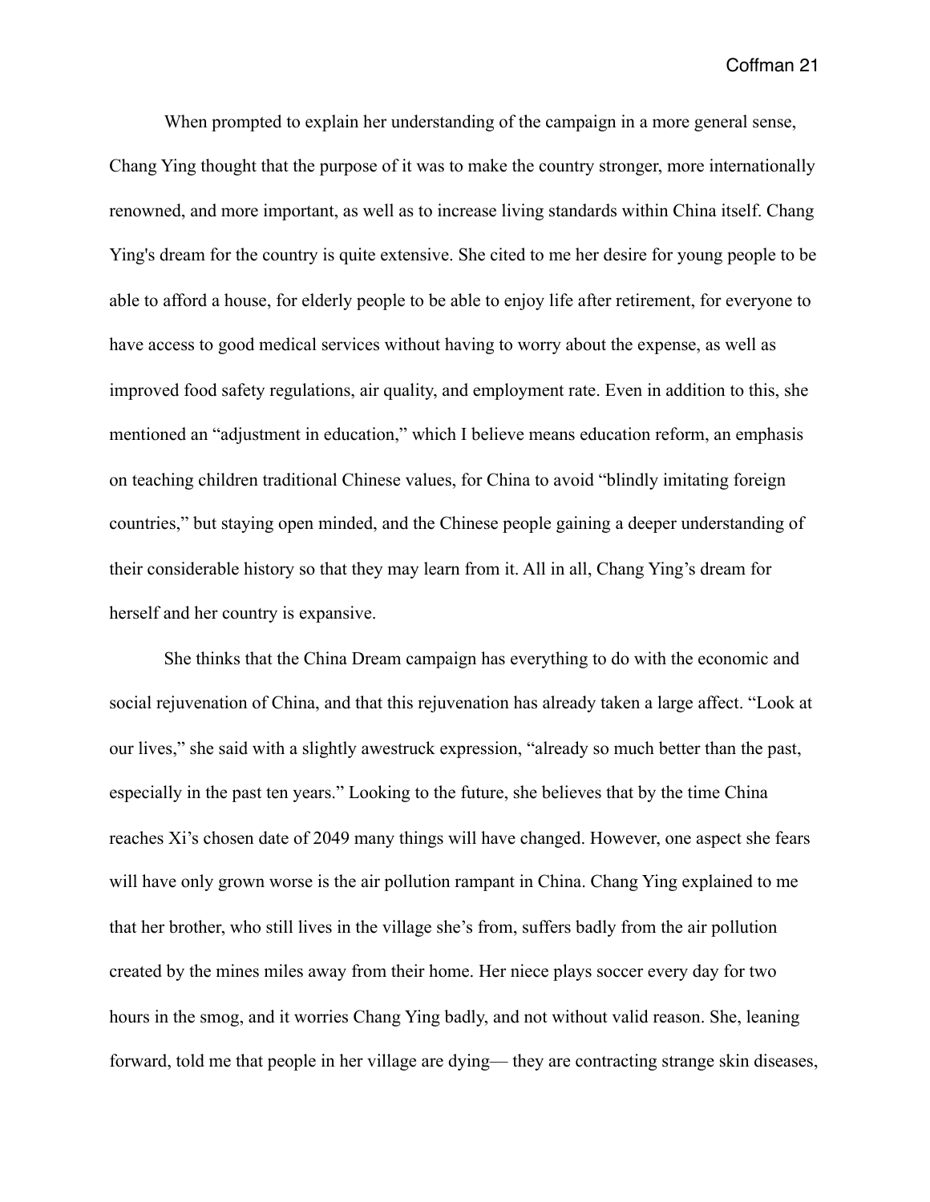When prompted to explain her understanding of the campaign in a more general sense, Chang Ying thought that the purpose of it was to make the country stronger, more internationally renowned, and more important, as well as to increase living standards within China itself. Chang Ying's dream for the country is quite extensive. She cited to me her desire for young people to be able to afford a house, for elderly people to be able to enjoy life after retirement, for everyone to have access to good medical services without having to worry about the expense, as well as improved food safety regulations, air quality, and employment rate. Even in addition to this, she mentioned an "adjustment in education," which I believe means education reform, an emphasis on teaching children traditional Chinese values, for China to avoid "blindly imitating foreign countries," but staying open minded, and the Chinese people gaining a deeper understanding of their considerable history so that they may learn from it. All in all, Chang Ying's dream for herself and her country is expansive.

She thinks that the China Dream campaign has everything to do with the economic and social rejuvenation of China, and that this rejuvenation has already taken a large affect. "Look at our lives," she said with a slightly awestruck expression, "already so much better than the past, especially in the past ten years." Looking to the future, she believes that by the time China reaches Xi's chosen date of 2049 many things will have changed. However, one aspect she fears will have only grown worse is the air pollution rampant in China. Chang Ying explained to me that her brother, who still lives in the village she's from, suffers badly from the air pollution created by the mines miles away from their home. Her niece plays soccer every day for two hours in the smog, and it worries Chang Ying badly, and not without valid reason. She, leaning forward, told me that people in her village are dying— they are contracting strange skin diseases,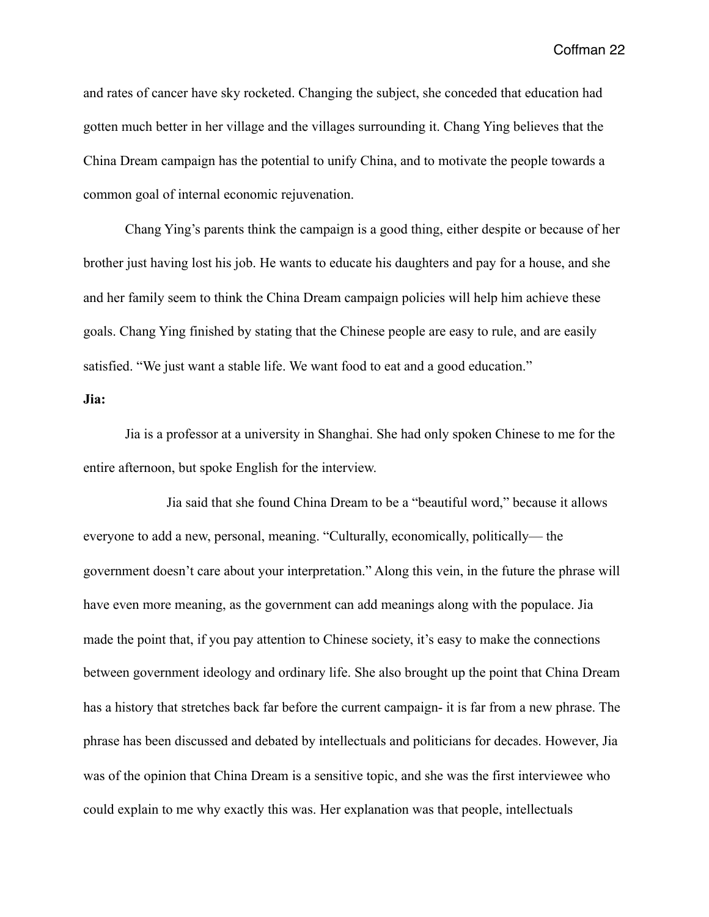and rates of cancer have sky rocketed. Changing the subject, she conceded that education had gotten much better in her village and the villages surrounding it. Chang Ying believes that the China Dream campaign has the potential to unify China, and to motivate the people towards a common goal of internal economic rejuvenation.

Chang Ying's parents think the campaign is a good thing, either despite or because of her brother just having lost his job. He wants to educate his daughters and pay for a house, and she and her family seem to think the China Dream campaign policies will help him achieve these goals. Chang Ying finished by stating that the Chinese people are easy to rule, and are easily satisfied. "We just want a stable life. We want food to eat and a good education."

**Jia:**

Jia is a professor at a university in Shanghai. She had only spoken Chinese to me for the entire afternoon, but spoke English for the interview.

Jia said that she found China Dream to be a "beautiful word," because it allows everyone to add a new, personal, meaning. "Culturally, economically, politically— the government doesn't care about your interpretation." Along this vein, in the future the phrase will have even more meaning, as the government can add meanings along with the populace. Jia made the point that, if you pay attention to Chinese society, it's easy to make the connections between government ideology and ordinary life. She also brought up the point that China Dream has a history that stretches back far before the current campaign- it is far from a new phrase. The phrase has been discussed and debated by intellectuals and politicians for decades. However, Jia was of the opinion that China Dream is a sensitive topic, and she was the first interviewee who could explain to me why exactly this was. Her explanation was that people, intellectuals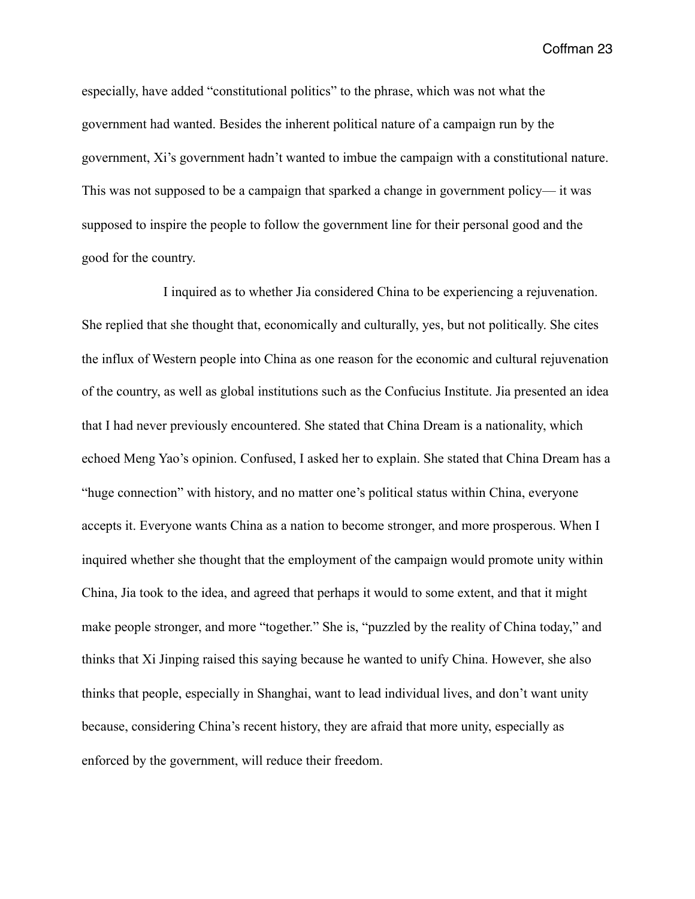especially, have added "constitutional politics" to the phrase, which was not what the government had wanted. Besides the inherent political nature of a campaign run by the government, Xi's government hadn't wanted to imbue the campaign with a constitutional nature. This was not supposed to be a campaign that sparked a change in government policy— it was supposed to inspire the people to follow the government line for their personal good and the good for the country.

I inquired as to whether Jia considered China to be experiencing a rejuvenation. She replied that she thought that, economically and culturally, yes, but not politically. She cites the influx of Western people into China as one reason for the economic and cultural rejuvenation of the country, as well as global institutions such as the Confucius Institute. Jia presented an idea that I had never previously encountered. She stated that China Dream is a nationality, which echoed Meng Yao's opinion. Confused, I asked her to explain. She stated that China Dream has a "huge connection" with history, and no matter one's political status within China, everyone accepts it. Everyone wants China as a nation to become stronger, and more prosperous. When I inquired whether she thought that the employment of the campaign would promote unity within China, Jia took to the idea, and agreed that perhaps it would to some extent, and that it might make people stronger, and more "together." She is, "puzzled by the reality of China today," and thinks that Xi Jinping raised this saying because he wanted to unify China. However, she also thinks that people, especially in Shanghai, want to lead individual lives, and don't want unity because, considering China's recent history, they are afraid that more unity, especially as enforced by the government, will reduce their freedom.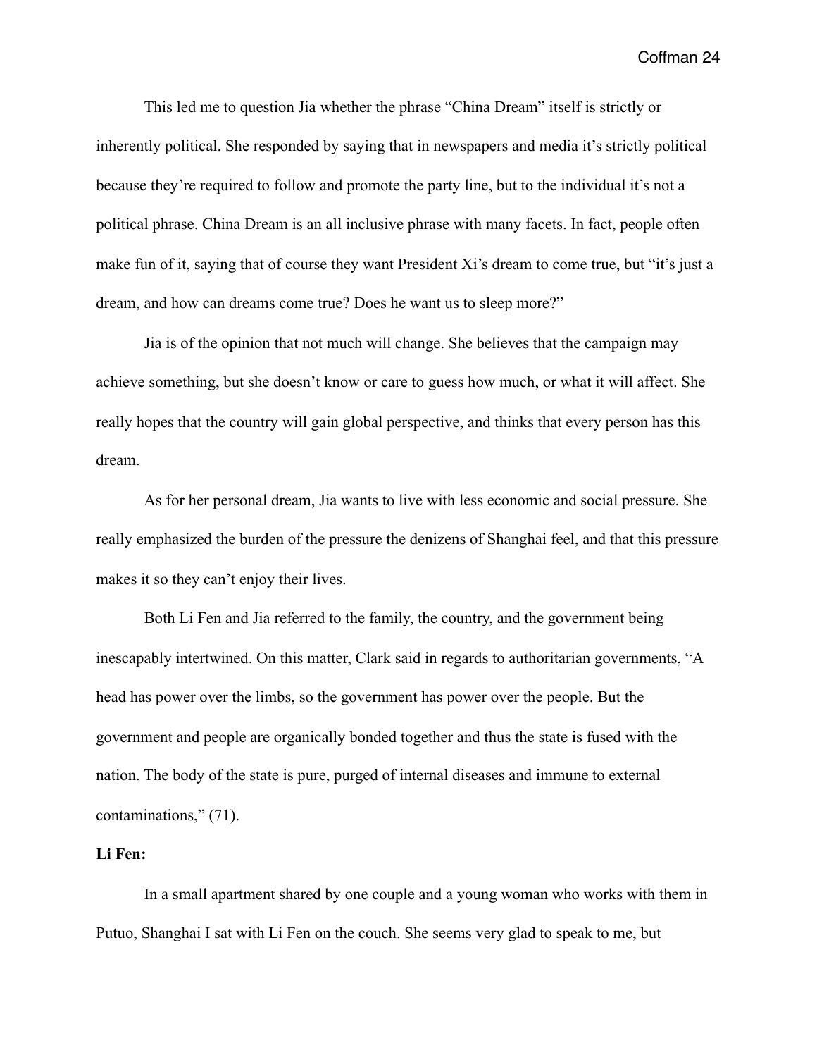This led me to question Jia whether the phrase "China Dream" itself is strictly or inherently political. She responded by saying that in newspapers and media it's strictly political because they're required to follow and promote the party line, but to the individual it's not a political phrase. China Dream is an all inclusive phrase with many facets. In fact, people often make fun of it, saying that of course they want President Xi's dream to come true, but "it's just a dream, and how can dreams come true? Does he want us to sleep more?"

Jia is of the opinion that not much will change. She believes that the campaign may achieve something, but she doesn't know or care to guess how much, or what it will affect. She really hopes that the country will gain global perspective, and thinks that every person has this dream.

As for her personal dream, Jia wants to live with less economic and social pressure. She really emphasized the burden of the pressure the denizens of Shanghai feel, and that this pressure makes it so they can't enjoy their lives.

Both Li Fen and Jia referred to the family, the country, and the government being inescapably intertwined. On this matter, Clark said in regards to authoritarian governments, "A head has power over the limbs, so the government has power over the people. But the government and people are organically bonded together and thus the state is fused with the nation. The body of the state is pure, purged of internal diseases and immune to external contaminations," (71).

**Li Fen:**

In a small apartment shared by one couple and a young woman who works with them in Putuo, Shanghai I sat with Li Fen on the couch. She seems very glad to speak to me, but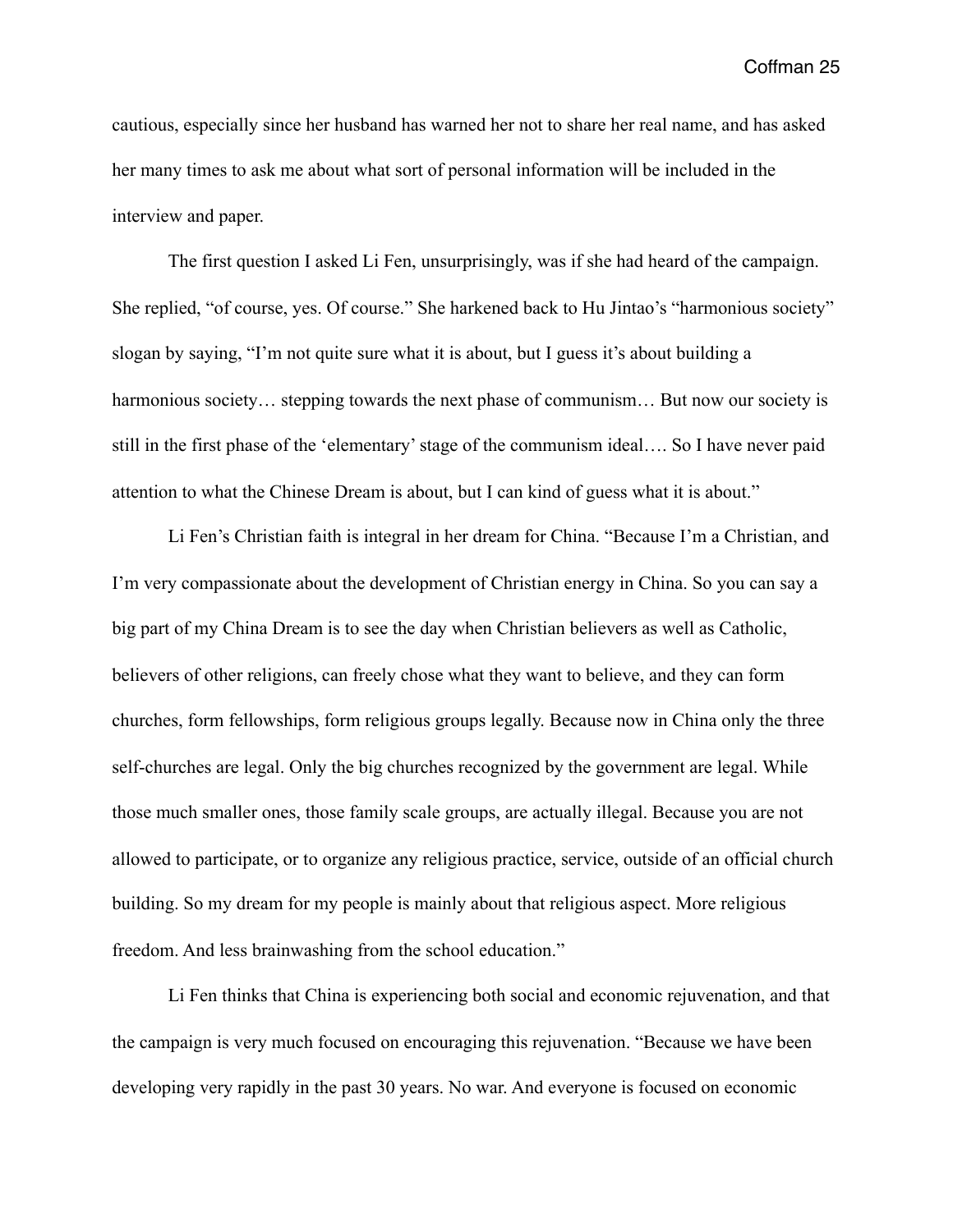cautious, especially since her husband has warned her not to share her real name, and has asked her many times to ask me about what sort of personal information will be included in the interview and paper.

The first question I asked Li Fen, unsurprisingly, was if she had heard of the campaign. She replied, "of course, yes. Of course." She harkened back to Hu Jintao's "harmonious society" slogan by saying, "I'm not quite sure what it is about, but I guess it's about building a harmonious society… stepping towards the next phase of communism… But now our society is still in the first phase of the 'elementary' stage of the communism ideal…. So I have never paid attention to what the Chinese Dream is about, but I can kind of guess what it is about."

Li Fen's Christian faith is integral in her dream for China. "Because I'm a Christian, and I'm very compassionate about the development of Christian energy in China. So you can say a big part of my China Dream is to see the day when Christian believers as well as Catholic, believers of other religions, can freely chose what they want to believe, and they can form churches, form fellowships, form religious groups legally. Because now in China only the three self-churches are legal. Only the big churches recognized by the government are legal. While those much smaller ones, those family scale groups, are actually illegal. Because you are not allowed to participate, or to organize any religious practice, service, outside of an official church building. So my dream for my people is mainly about that religious aspect. More religious freedom. And less brainwashing from the school education."

Li Fen thinks that China is experiencing both social and economic rejuvenation, and that the campaign is very much focused on encouraging this rejuvenation. "Because we have been developing very rapidly in the past 30 years. No war. And everyone is focused on economic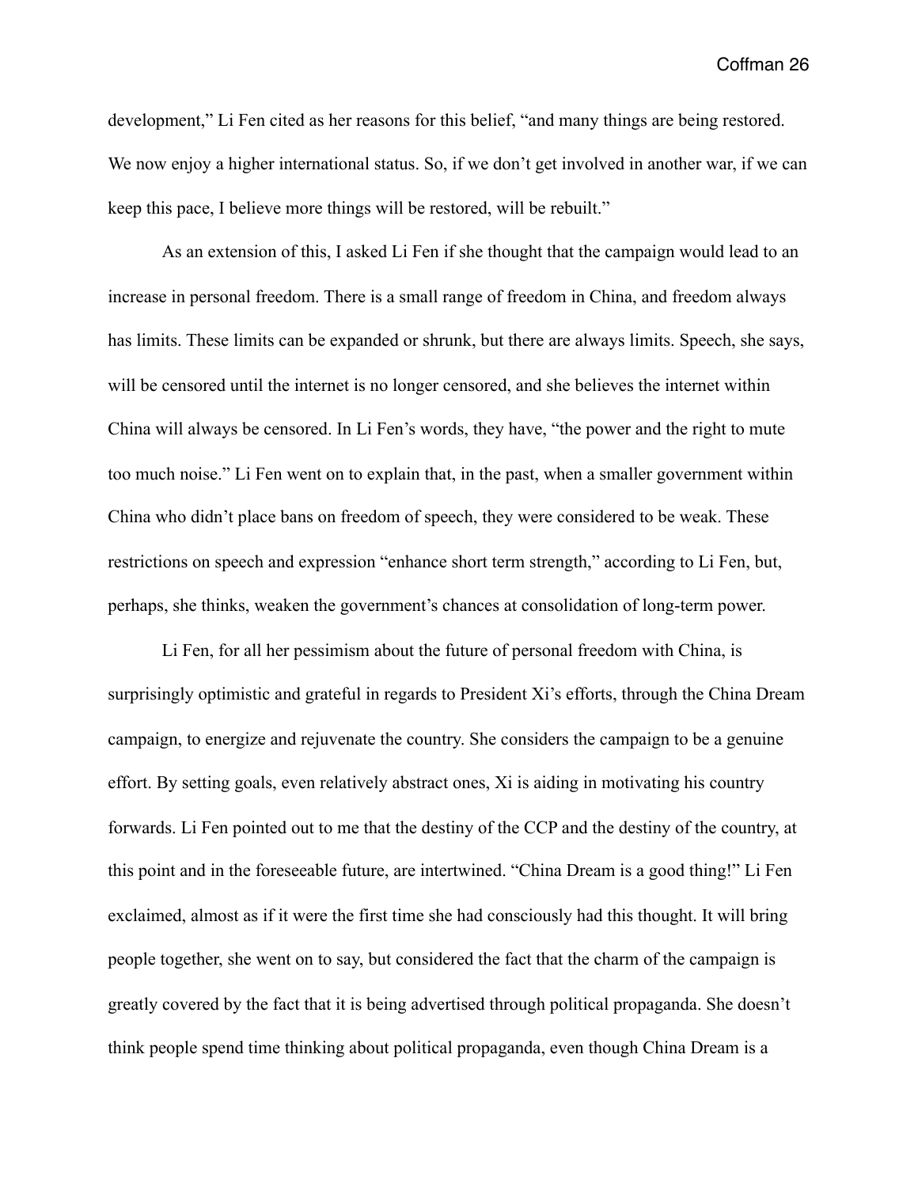development," Li Fen cited as her reasons for this belief, "and many things are being restored. We now enjoy a higher international status. So, if we don't get involved in another war, if we can keep this pace, I believe more things will be restored, will be rebuilt."

As an extension of this, I asked Li Fen if she thought that the campaign would lead to an increase in personal freedom. There is a small range of freedom in China, and freedom always has limits. These limits can be expanded or shrunk, but there are always limits. Speech, she says, will be censored until the internet is no longer censored, and she believes the internet within China will always be censored. In Li Fen's words, they have, "the power and the right to mute too much noise." Li Fen went on to explain that, in the past, when a smaller government within China who didn't place bans on freedom of speech, they were considered to be weak. These restrictions on speech and expression "enhance short term strength," according to Li Fen, but, perhaps, she thinks, weaken the government's chances at consolidation of long-term power.

Li Fen, for all her pessimism about the future of personal freedom with China, is surprisingly optimistic and grateful in regards to President Xi's efforts, through the China Dream campaign, to energize and rejuvenate the country. She considers the campaign to be a genuine effort. By setting goals, even relatively abstract ones, Xi is aiding in motivating his country forwards. Li Fen pointed out to me that the destiny of the CCP and the destiny of the country, at this point and in the foreseeable future, are intertwined. "China Dream is a good thing!" Li Fen exclaimed, almost as if it were the first time she had consciously had this thought. It will bring people together, she went on to say, but considered the fact that the charm of the campaign is greatly covered by the fact that it is being advertised through political propaganda. She doesn't think people spend time thinking about political propaganda, even though China Dream is a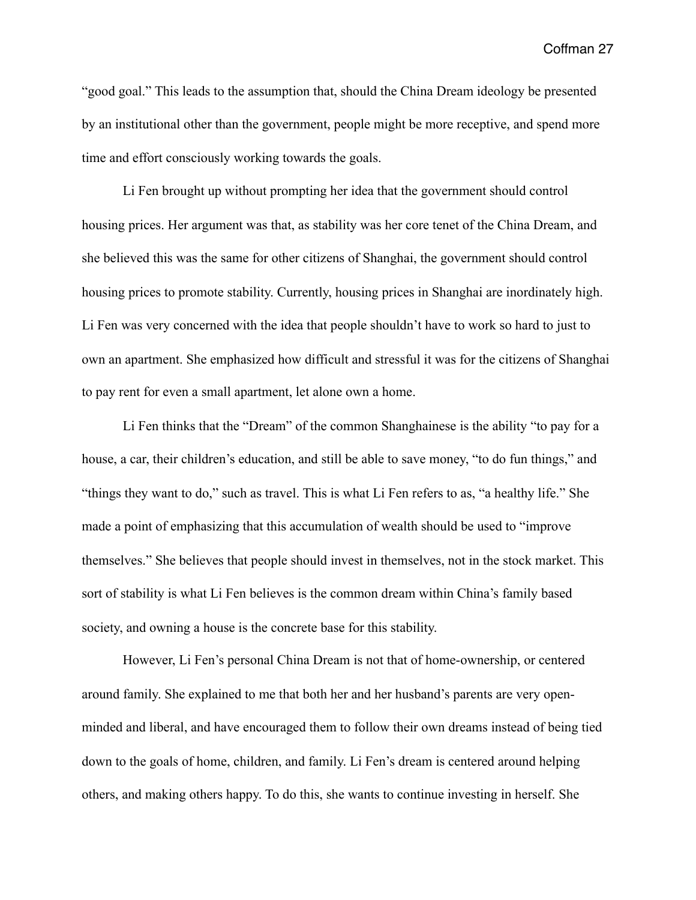"good goal." This leads to the assumption that, should the China Dream ideology be presented by an institutional other than the government, people might be more receptive, and spend more time and effort consciously working towards the goals.

Li Fen brought up without prompting her idea that the government should control housing prices. Her argument was that, as stability was her core tenet of the China Dream, and she believed this was the same for other citizens of Shanghai, the government should control housing prices to promote stability. Currently, housing prices in Shanghai are inordinately high. Li Fen was very concerned with the idea that people shouldn't have to work so hard to just to own an apartment. She emphasized how difficult and stressful it was for the citizens of Shanghai to pay rent for even a small apartment, let alone own a home.

Li Fen thinks that the "Dream" of the common Shanghainese is the ability "to pay for a house, a car, their children's education, and still be able to save money, "to do fun things," and "things they want to do," such as travel. This is what Li Fen refers to as, "a healthy life." She made a point of emphasizing that this accumulation of wealth should be used to "improve themselves." She believes that people should invest in themselves, not in the stock market. This sort of stability is what Li Fen believes is the common dream within China's family based society, and owning a house is the concrete base for this stability.

However, Li Fen's personal China Dream is not that of home-ownership, or centered around family. She explained to me that both her and her husband's parents are very open-minded and liberal, and have encouraged them to follow their own dreams instead of being tied down to the goals of home, children, and family. Li Fen's dream is centered around helping others, and making others happy. To do this, she wants to continue investing in herself. She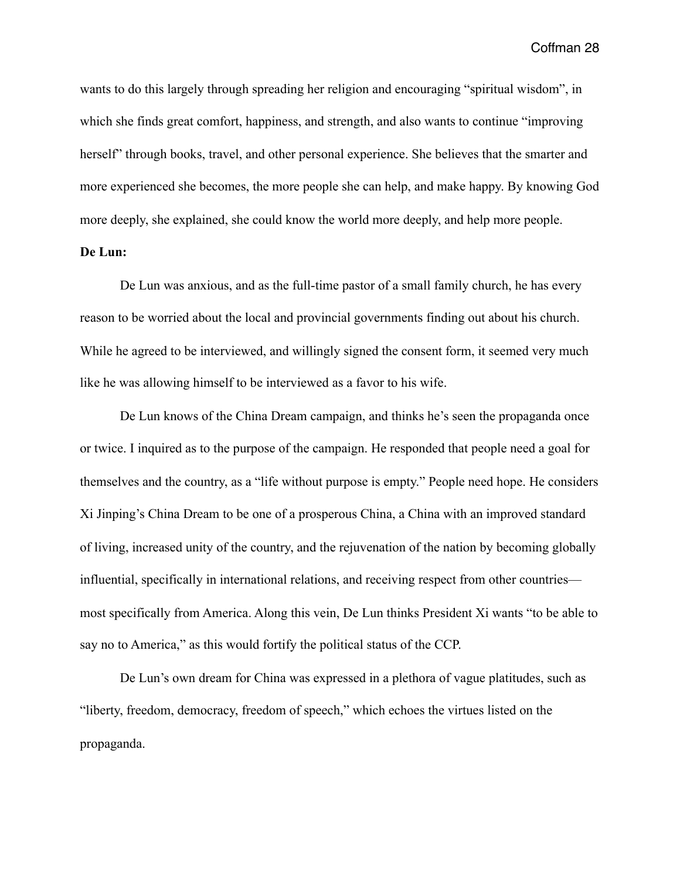wants to do this largely through spreading her religion and encouraging “spiritual wisdom”, in which she finds great comfort, happiness, and strength, and also wants to continue “improving herself” through books, travel, and other personal experience. She believes that the smarter and more experienced she becomes, the more people she can help, and make happy. By knowing God more deeply, she explained, she could know the world more deeply, and help more people.

**De Lun:**

De Lun was anxious, and as the full-time pastor of a small family church, he has every reason to be worried about the local and provincial governments finding out about his church. While he agreed to be interviewed, and willingly signed the consent form, it seemed very much like he was allowing himself to be interviewed as a favor to his wife.

De Lun knows of the China Dream campaign, and thinks he’s seen the propaganda once or twice. I inquired as to the purpose of the campaign. He responded that people need a goal for themselves and the country, as a “life without purpose is empty.” People need hope. He considers Xi Jinping’s China Dream to be one of a prosperous China, a China with an improved standard of living, increased unity of the country, and the rejuvenation of the nation by becoming globally influential, specifically in international relations, and receiving respect from other countries—most specifically from America. Along this vein, De Lun thinks President Xi wants “to be able to say no to America,” as this would fortify the political status of the CCP.

De Lun’s own dream for China was expressed in a plethora of vague platitudes, such as “liberty, freedom, democracy, freedom of speech,” which echoes the virtues listed on the propaganda.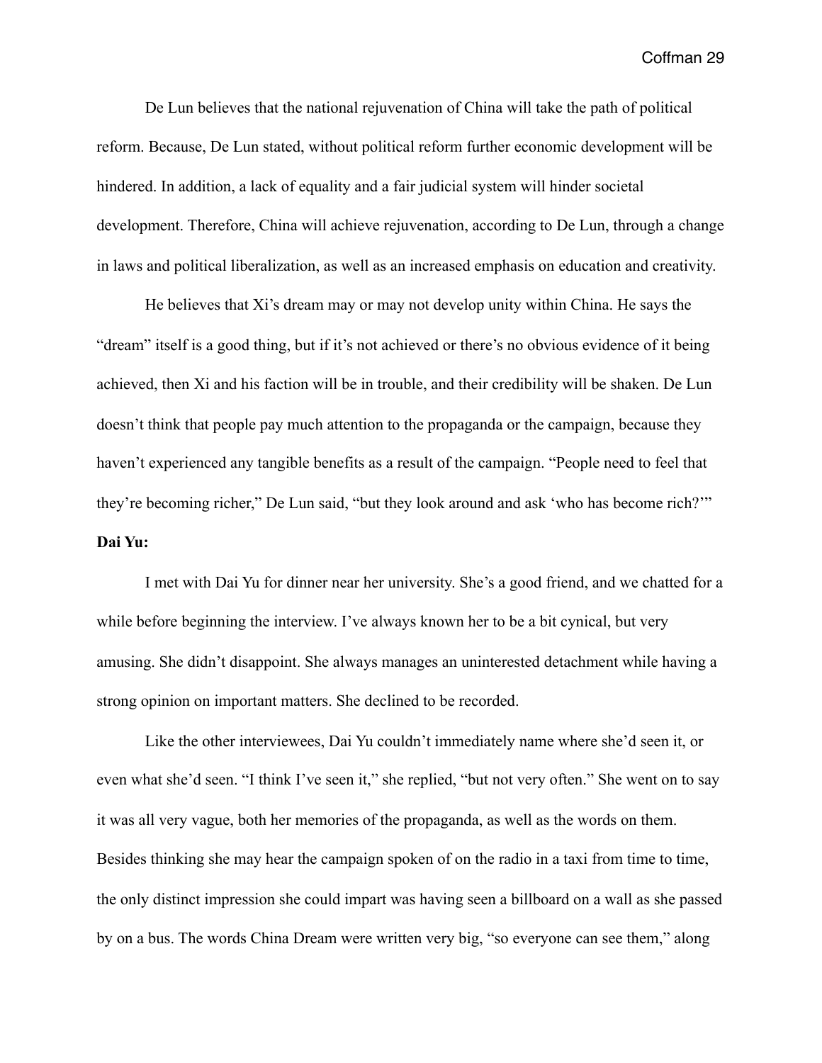De Lun believes that the national rejuvenation of China will take the path of political reform. Because, De Lun stated, without political reform further economic development will be hindered. In addition, a lack of equality and a fair judicial system will hinder societal development. Therefore, China will achieve rejuvenation, according to De Lun, through a change in laws and political liberalization, as well as an increased emphasis on education and creativity.

He believes that Xi's dream may or may not develop unity within China. He says the "dream" itself is a good thing, but if it's not achieved or there's no obvious evidence of it being achieved, then Xi and his faction will be in trouble, and their credibility will be shaken. De Lun doesn't think that people pay much attention to the propaganda or the campaign, because they haven't experienced any tangible benefits as a result of the campaign. "People need to feel that they're becoming richer," De Lun said, "but they look around and ask 'who has become rich?'"

**Dai Yu:**

I met with Dai Yu for dinner near her university. She's a good friend, and we chatted for a while before beginning the interview. I've always known her to be a bit cynical, but very amusing. She didn't disappoint. She always manages an uninterested detachment while having a strong opinion on important matters. She declined to be recorded.

Like the other interviewees, Dai Yu couldn't immediately name where she'd seen it, or even what she'd seen. "I think I've seen it," she replied, "but not very often." She went on to say it was all very vague, both her memories of the propaganda, as well as the words on them. Besides thinking she may hear the campaign spoken of on the radio in a taxi from time to time, the only distinct impression she could impart was having seen a billboard on a wall as she passed by on a bus. The words China Dream were written very big, "so everyone can see them," along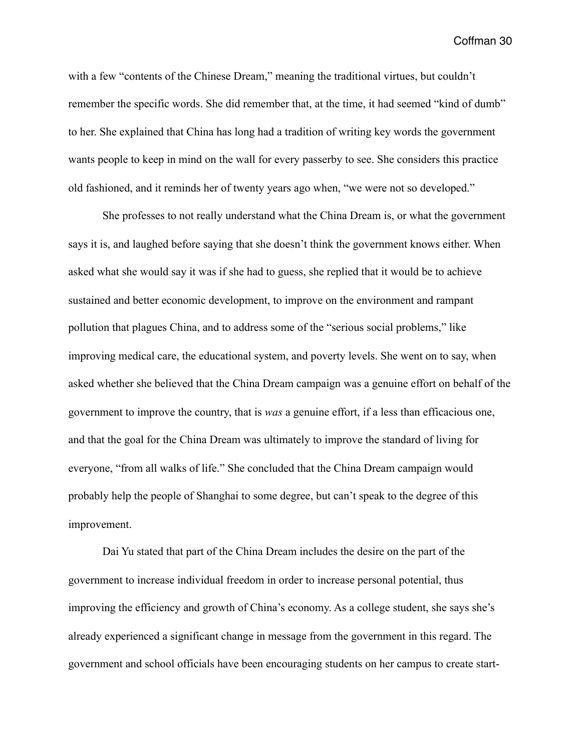with a few "contents of the Chinese Dream," meaning the traditional virtues, but couldn't remember the specific words. She did remember that, at the time, it had seemed "kind of dumb" to her. She explained that China has long had a tradition of writing key words the government wants people to keep in mind on the wall for every passerby to see. She considers this practice old fashioned, and it reminds her of twenty years ago when, "we were not so developed."

She professes to not really understand what the China Dream is, or what the government says it is, and laughed before saying that she doesn't think the government knows either. When asked what she would say it was if she had to guess, she replied that it would be to achieve sustained and better economic development, to improve on the environment and rampant pollution that plagues China, and to address some of the "serious social problems," like improving medical care, the educational system, and poverty levels. She went on to say, when asked whether she believed that the China Dream campaign was a genuine effort on behalf of the government to improve the country, that is *was* a genuine effort, if a less than efficacious one, and that the goal for the China Dream was ultimately to improve the standard of living for everyone, "from all walks of life." She concluded that the China Dream campaign would probably help the people of Shanghai to some degree, but can't speak to the degree of this improvement.

Dai Yu stated that part of the China Dream includes the desire on the part of the government to increase individual freedom in order to increase personal potential, thus improving the efficiency and growth of China's economy. As a college student, she says she's already experienced a significant change in message from the government in this regard. The government and school officials have been encouraging students on her campus to create start-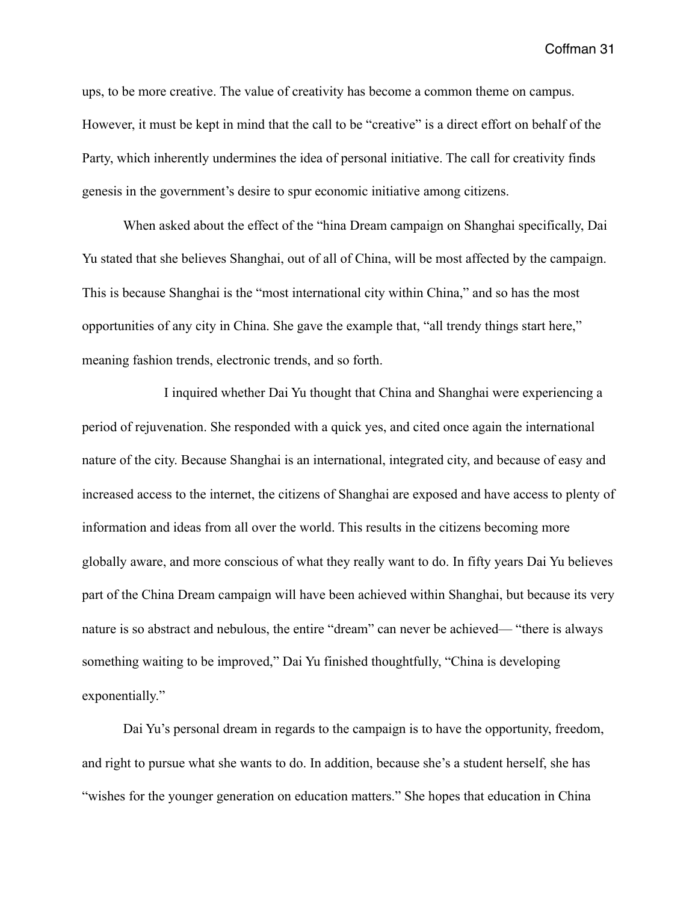ups, to be more creative. The value of creativity has become a common theme on campus. However, it must be kept in mind that the call to be "creative" is a direct effort on behalf of the Party, which inherently undermines the idea of personal initiative. The call for creativity finds genesis in the government's desire to spur economic initiative among citizens.

When asked about the effect of the "hina Dream campaign on Shanghai specifically, Dai Yu stated that she believes Shanghai, out of all of China, will be most affected by the campaign. This is because Shanghai is the "most international city within China," and so has the most opportunities of any city in China. She gave the example that, "all trendy things start here," meaning fashion trends, electronic trends, and so forth.

I inquired whether Dai Yu thought that China and Shanghai were experiencing a period of rejuvenation. She responded with a quick yes, and cited once again the international nature of the city. Because Shanghai is an international, integrated city, and because of easy and increased access to the internet, the citizens of Shanghai are exposed and have access to plenty of information and ideas from all over the world. This results in the citizens becoming more globally aware, and more conscious of what they really want to do. In fifty years Dai Yu believes part of the China Dream campaign will have been achieved within Shanghai, but because its very nature is so abstract and nebulous, the entire "dream" can never be achieved— "there is always something waiting to be improved," Dai Yu finished thoughtfully, "China is developing exponentially."

Dai Yu's personal dream in regards to the campaign is to have the opportunity, freedom, and right to pursue what she wants to do. In addition, because she's a student herself, she has "wishes for the younger generation on education matters." She hopes that education in China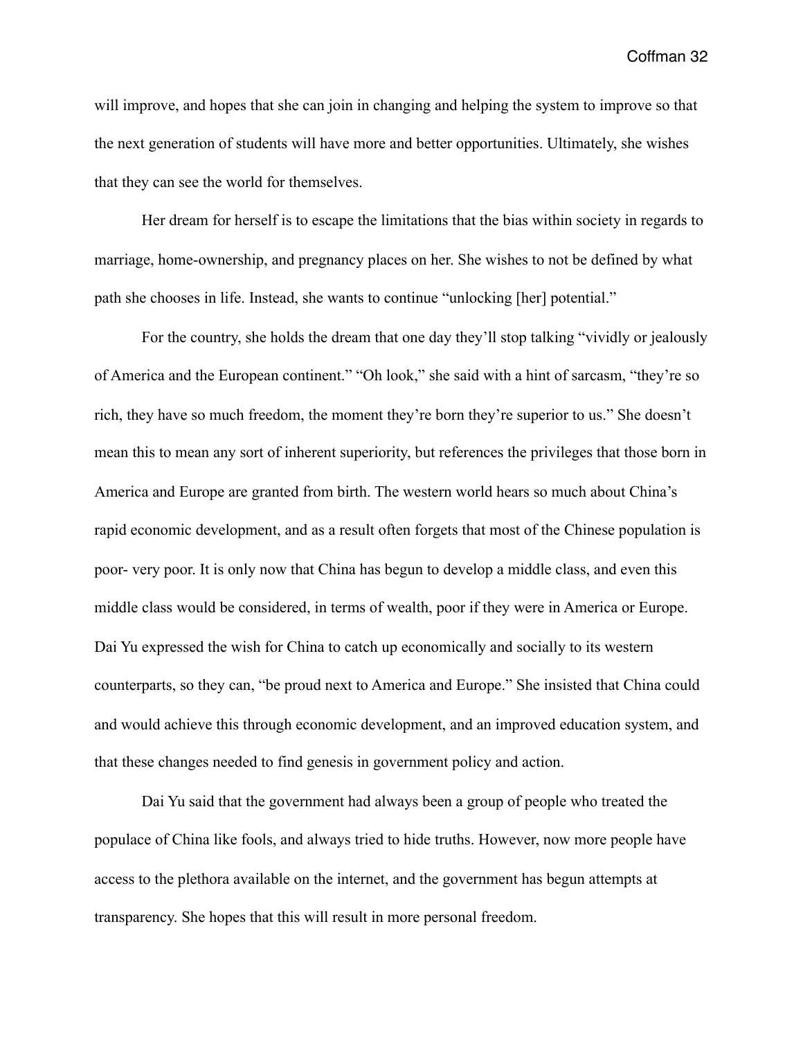will improve, and hopes that she can join in changing and helping the system to improve so that the next generation of students will have more and better opportunities. Ultimately, she wishes that they can see the world for themselves.

Her dream for herself is to escape the limitations that the bias within society in regards to marriage, home-ownership, and pregnancy places on her. She wishes to not be defined by what path she chooses in life. Instead, she wants to continue "unlocking [her] potential."

For the country, she holds the dream that one day they'll stop talking "vividly or jealously of America and the European continent." "Oh look," she said with a hint of sarcasm, "they're so rich, they have so much freedom, the moment they're born they're superior to us." She doesn't mean this to mean any sort of inherent superiority, but references the privileges that those born in America and Europe are granted from birth. The western world hears so much about China's rapid economic development, and as a result often forgets that most of the Chinese population is poor- very poor. It is only now that China has begun to develop a middle class, and even this middle class would be considered, in terms of wealth, poor if they were in America or Europe. Dai Yu expressed the wish for China to catch up economically and socially to its western counterparts, so they can, "be proud next to America and Europe." She insisted that China could and would achieve this through economic development, and an improved education system, and that these changes needed to find genesis in government policy and action.

Dai Yu said that the government had always been a group of people who treated the populace of China like fools, and always tried to hide truths. However, now more people have access to the plethora available on the internet, and the government has begun attempts at transparency. She hopes that this will result in more personal freedom.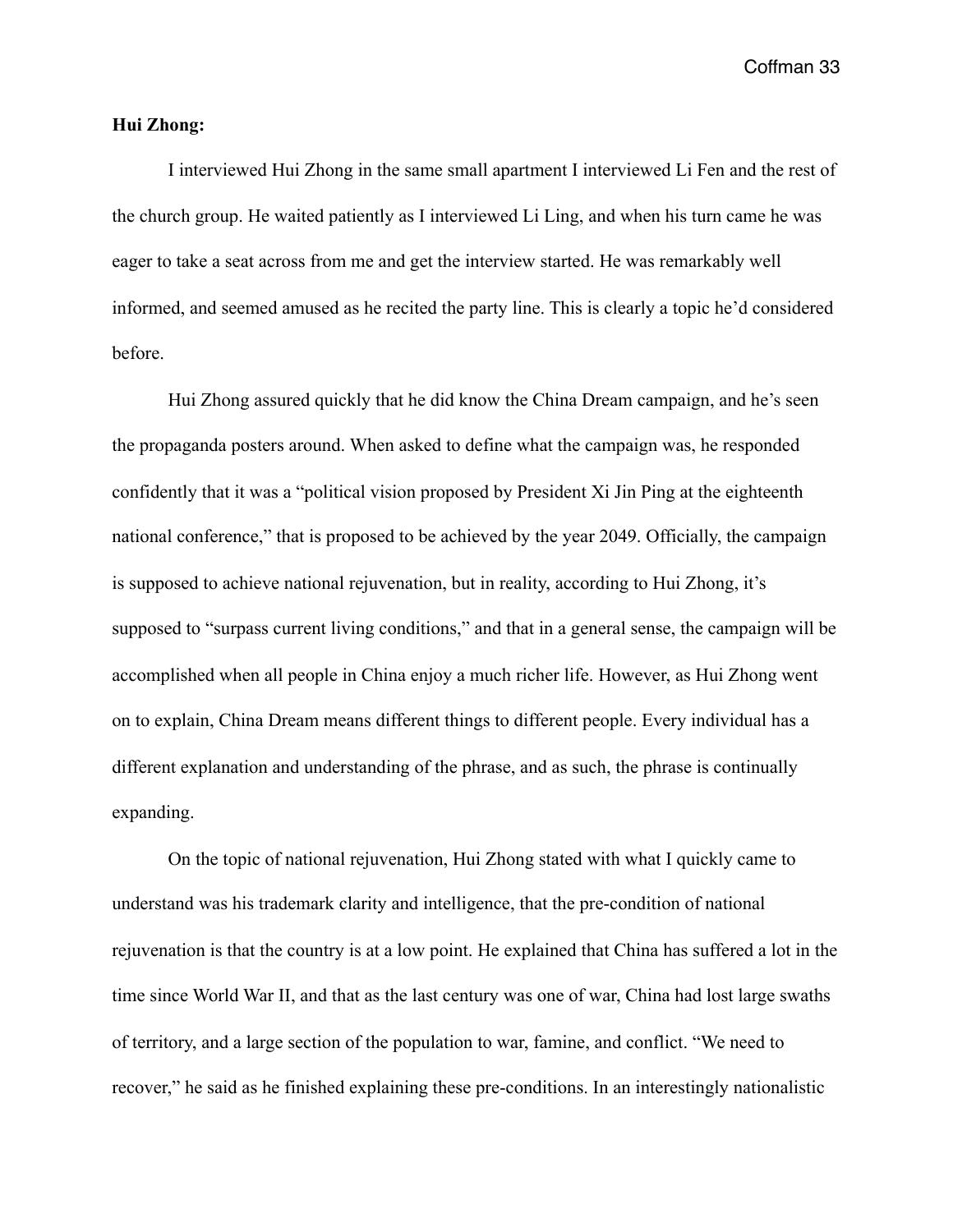**Hui Zhong:**

I interviewed Hui Zhong in the same small apartment I interviewed Li Fen and the rest of the church group. He waited patiently as I interviewed Li Ling, and when his turn came he was eager to take a seat across from me and get the interview started. He was remarkably well informed, and seemed amused as he recited the party line. This is clearly a topic he'd considered before.

Hui Zhong assured quickly that he did know the China Dream campaign, and he's seen the propaganda posters around. When asked to define what the campaign was, he responded confidently that it was a "political vision proposed by President Xi Jin Ping at the eighteenth national conference," that is proposed to be achieved by the year 2049. Officially, the campaign is supposed to achieve national rejuvenation, but in reality, according to Hui Zhong, it's supposed to "surpass current living conditions," and that in a general sense, the campaign will be accomplished when all people in China enjoy a much richer life. However, as Hui Zhong went on to explain, China Dream means different things to different people. Every individual has a different explanation and understanding of the phrase, and as such, the phrase is continually expanding.

On the topic of national rejuvenation, Hui Zhong stated with what I quickly came to understand was his trademark clarity and intelligence, that the pre-condition of national rejuvenation is that the country is at a low point. He explained that China has suffered a lot in the time since World War II, and that as the last century was one of war, China had lost large swaths of territory, and a large section of the population to war, famine, and conflict. "We need to recover," he said as he finished explaining these pre-conditions. In an interestingly nationalistic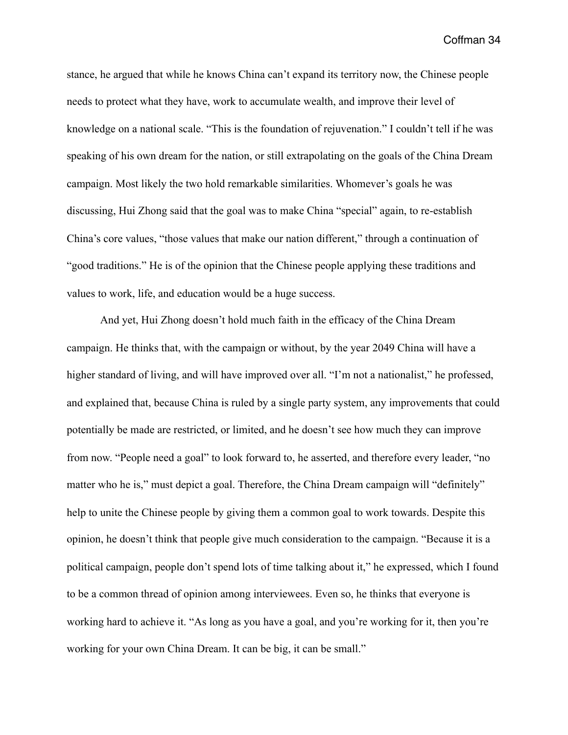stance, he argued that while he knows China can't expand its territory now, the Chinese people needs to protect what they have, work to accumulate wealth, and improve their level of knowledge on a national scale. "This is the foundation of rejuvenation." I couldn't tell if he was speaking of his own dream for the nation, or still extrapolating on the goals of the China Dream campaign. Most likely the two hold remarkable similarities. Whomever's goals he was discussing, Hui Zhong said that the goal was to make China "special" again, to re-establish China's core values, "those values that make our nation different," through a continuation of "good traditions." He is of the opinion that the Chinese people applying these traditions and values to work, life, and education would be a huge success.

And yet, Hui Zhong doesn't hold much faith in the efficacy of the China Dream campaign. He thinks that, with the campaign or without, by the year 2049 China will have a higher standard of living, and will have improved over all. "I'm not a nationalist," he professed, and explained that, because China is ruled by a single party system, any improvements that could potentially be made are restricted, or limited, and he doesn't see how much they can improve from now. "People need a goal" to look forward to, he asserted, and therefore every leader, "no matter who he is," must depict a goal. Therefore, the China Dream campaign will "definitely" help to unite the Chinese people by giving them a common goal to work towards. Despite this opinion, he doesn't think that people give much consideration to the campaign. "Because it is a political campaign, people don't spend lots of time talking about it," he expressed, which I found to be a common thread of opinion among interviewees. Even so, he thinks that everyone is working hard to achieve it. "As long as you have a goal, and you're working for it, then you're working for your own China Dream. It can be big, it can be small."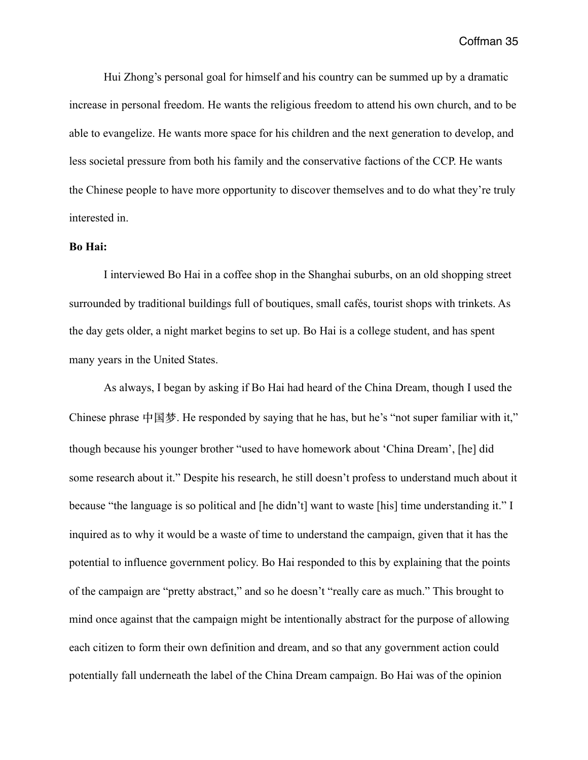Hui Zhong's personal goal for himself and his country can be summed up by a dramatic increase in personal freedom. He wants the religious freedom to attend his own church, and to be able to evangelize. He wants more space for his children and the next generation to develop, and less societal pressure from both his family and the conservative factions of the CCP. He wants the Chinese people to have more opportunity to discover themselves and to do what they're truly interested in.

**Bo Hai:**

I interviewed Bo Hai in a coffee shop in the Shanghai suburbs, on an old shopping street surrounded by traditional buildings full of boutiques, small cafés, tourist shops with trinkets. As the day gets older, a night market begins to set up. Bo Hai is a college student, and has spent many years in the United States.

As always, I began by asking if Bo Hai had heard of the China Dream, though I used the Chinese phrase 中国梦. He responded by saying that he has, but he's "not super familiar with it," though because his younger brother "used to have homework about 'China Dream', [he] did some research about it." Despite his research, he still doesn't profess to understand much about it because "the language is so political and [he didn't] want to waste [his] time understanding it." I inquired as to why it would be a waste of time to understand the campaign, given that it has the potential to influence government policy. Bo Hai responded to this by explaining that the points of the campaign are "pretty abstract," and so he doesn't "really care as much." This brought to mind once against that the campaign might be intentionally abstract for the purpose of allowing each citizen to form their own definition and dream, and so that any government action could potentially fall underneath the label of the China Dream campaign. Bo Hai was of the opinion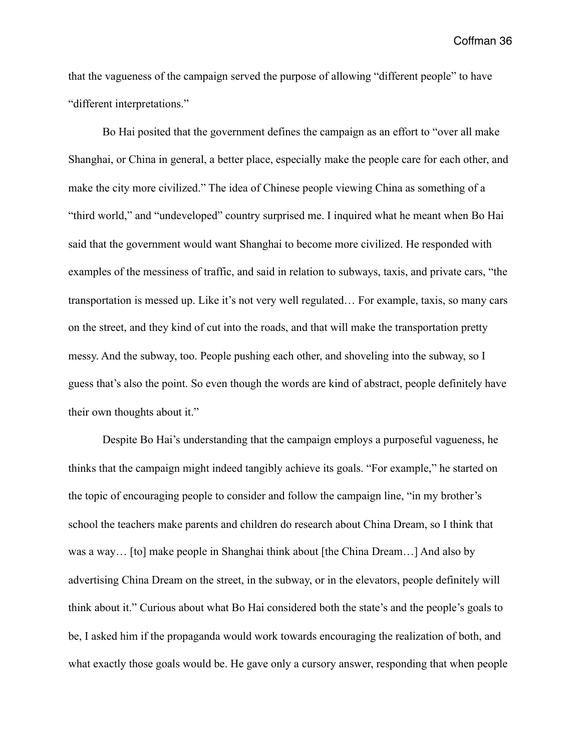that the vagueness of the campaign served the purpose of allowing "different people" to have "different interpretations."

Bo Hai posited that the government defines the campaign as an effort to "over all make Shanghai, or China in general, a better place, especially make the people care for each other, and make the city more civilized." The idea of Chinese people viewing China as something of a "third world," and "undeveloped" country surprised me. I inquired what he meant when Bo Hai said that the government would want Shanghai to become more civilized. He responded with examples of the messiness of traffic, and said in relation to subways, taxis, and private cars, "the transportation is messed up. Like it's not very well regulated… For example, taxis, so many cars on the street, and they kind of cut into the roads, and that will make the transportation pretty messy. And the subway, too. People pushing each other, and shoveling into the subway, so I guess that's also the point. So even though the words are kind of abstract, people definitely have their own thoughts about it."

Despite Bo Hai's understanding that the campaign employs a purposeful vagueness, he thinks that the campaign might indeed tangibly achieve its goals. "For example," he started on the topic of encouraging people to consider and follow the campaign line, "in my brother's school the teachers make parents and children do research about China Dream, so I think that was a way… [to] make people in Shanghai think about [the China Dream…] And also by advertising China Dream on the street, in the subway, or in the elevators, people definitely will think about it." Curious about what Bo Hai considered both the state's and the people's goals to be, I asked him if the propaganda would work towards encouraging the realization of both, and what exactly those goals would be. He gave only a cursory answer, responding that when people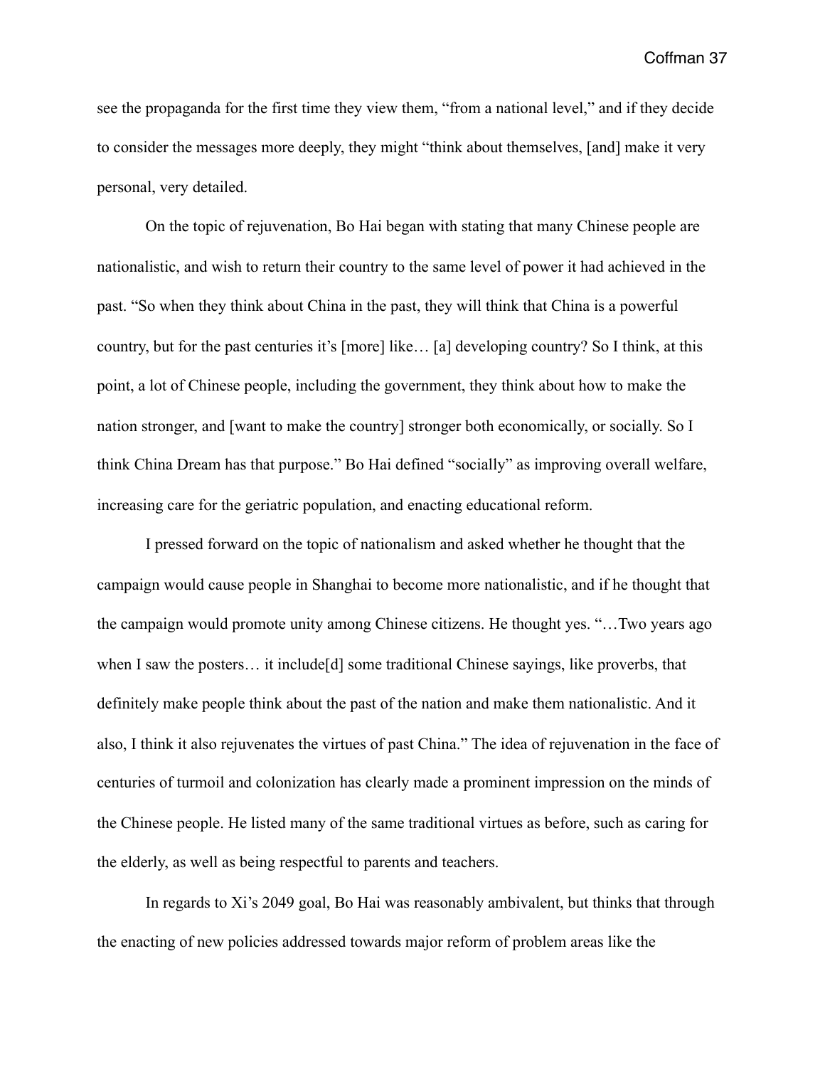see the propaganda for the first time they view them, "from a national level," and if they decide to consider the messages more deeply, they might "think about themselves, [and] make it very personal, very detailed.

On the topic of rejuvenation, Bo Hai began with stating that many Chinese people are nationalistic, and wish to return their country to the same level of power it had achieved in the past. "So when they think about China in the past, they will think that China is a powerful country, but for the past centuries it's [more] like… [a] developing country? So I think, at this point, a lot of Chinese people, including the government, they think about how to make the nation stronger, and [want to make the country] stronger both economically, or socially. So I think China Dream has that purpose." Bo Hai defined "socially" as improving overall welfare, increasing care for the geriatric population, and enacting educational reform.

I pressed forward on the topic of nationalism and asked whether he thought that the campaign would cause people in Shanghai to become more nationalistic, and if he thought that the campaign would promote unity among Chinese citizens. He thought yes. "…Two years ago when I saw the posters… it include[d] some traditional Chinese sayings, like proverbs, that definitely make people think about the past of the nation and make them nationalistic. And it also, I think it also rejuvenates the virtues of past China." The idea of rejuvenation in the face of centuries of turmoil and colonization has clearly made a prominent impression on the minds of the Chinese people. He listed many of the same traditional virtues as before, such as caring for the elderly, as well as being respectful to parents and teachers.

In regards to Xi's 2049 goal, Bo Hai was reasonably ambivalent, but thinks that through the enacting of new policies addressed towards major reform of problem areas like the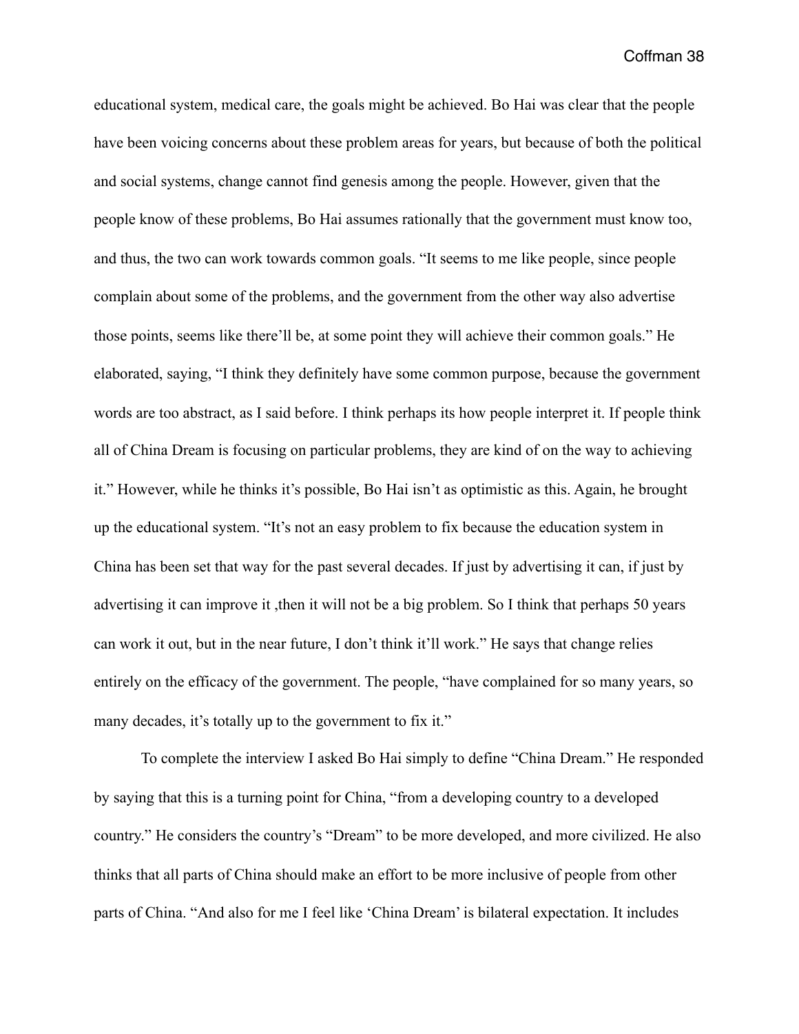educational system, medical care, the goals might be achieved. Bo Hai was clear that the people have been voicing concerns about these problem areas for years, but because of both the political and social systems, change cannot find genesis among the people. However, given that the people know of these problems, Bo Hai assumes rationally that the government must know too, and thus, the two can work towards common goals. "It seems to me like people, since people complain about some of the problems, and the government from the other way also advertise those points, seems like there'll be, at some point they will achieve their common goals." He elaborated, saying, "I think they definitely have some common purpose, because the government words are too abstract, as I said before. I think perhaps its how people interpret it. If people think all of China Dream is focusing on particular problems, they are kind of on the way to achieving it." However, while he thinks it's possible, Bo Hai isn't as optimistic as this. Again, he brought up the educational system. "It's not an easy problem to fix because the education system in China has been set that way for the past several decades. If just by advertising it can, if just by advertising it can improve it ,then it will not be a big problem. So I think that perhaps 50 years can work it out, but in the near future, I don't think it'll work." He says that change relies entirely on the efficacy of the government. The people, "have complained for so many years, so many decades, it's totally up to the government to fix it."

To complete the interview I asked Bo Hai simply to define "China Dream." He responded by saying that this is a turning point for China, "from a developing country to a developed country." He considers the country's "Dream" to be more developed, and more civilized. He also thinks that all parts of China should make an effort to be more inclusive of people from other parts of China. "And also for me I feel like 'China Dream' is bilateral expectation. It includes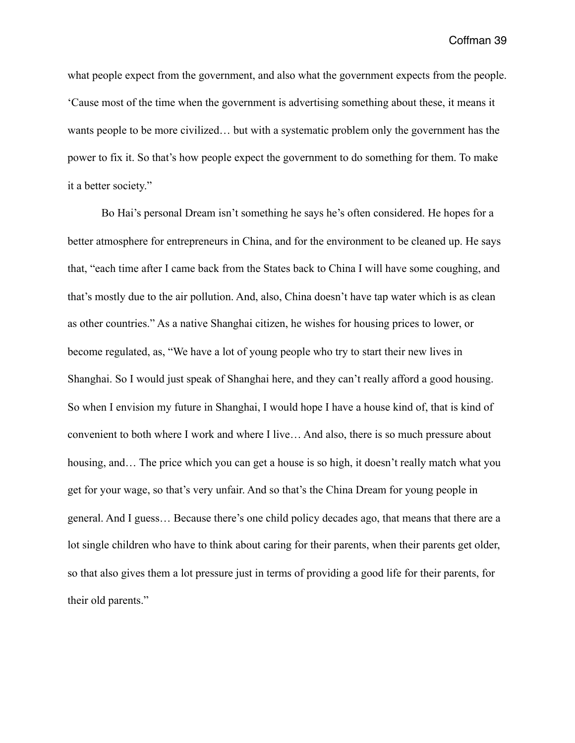what people expect from the government, and also what the government expects from the people. 'Cause most of the time when the government is advertising something about these, it means it wants people to be more civilized… but with a systematic problem only the government has the power to fix it. So that's how people expect the government to do something for them. To make it a better society."

Bo Hai's personal Dream isn't something he says he's often considered. He hopes for a better atmosphere for entrepreneurs in China, and for the environment to be cleaned up. He says that, "each time after I came back from the States back to China I will have some coughing, and that's mostly due to the air pollution. And, also, China doesn't have tap water which is as clean as other countries." As a native Shanghai citizen, he wishes for housing prices to lower, or become regulated, as, "We have a lot of young people who try to start their new lives in Shanghai. So I would just speak of Shanghai here, and they can't really afford a good housing. So when I envision my future in Shanghai, I would hope I have a house kind of, that is kind of convenient to both where I work and where I live… And also, there is so much pressure about housing, and… The price which you can get a house is so high, it doesn't really match what you get for your wage, so that's very unfair. And so that's the China Dream for young people in general. And I guess… Because there's one child policy decades ago, that means that there are a lot single children who have to think about caring for their parents, when their parents get older, so that also gives them a lot pressure just in terms of providing a good life for their parents, for their old parents."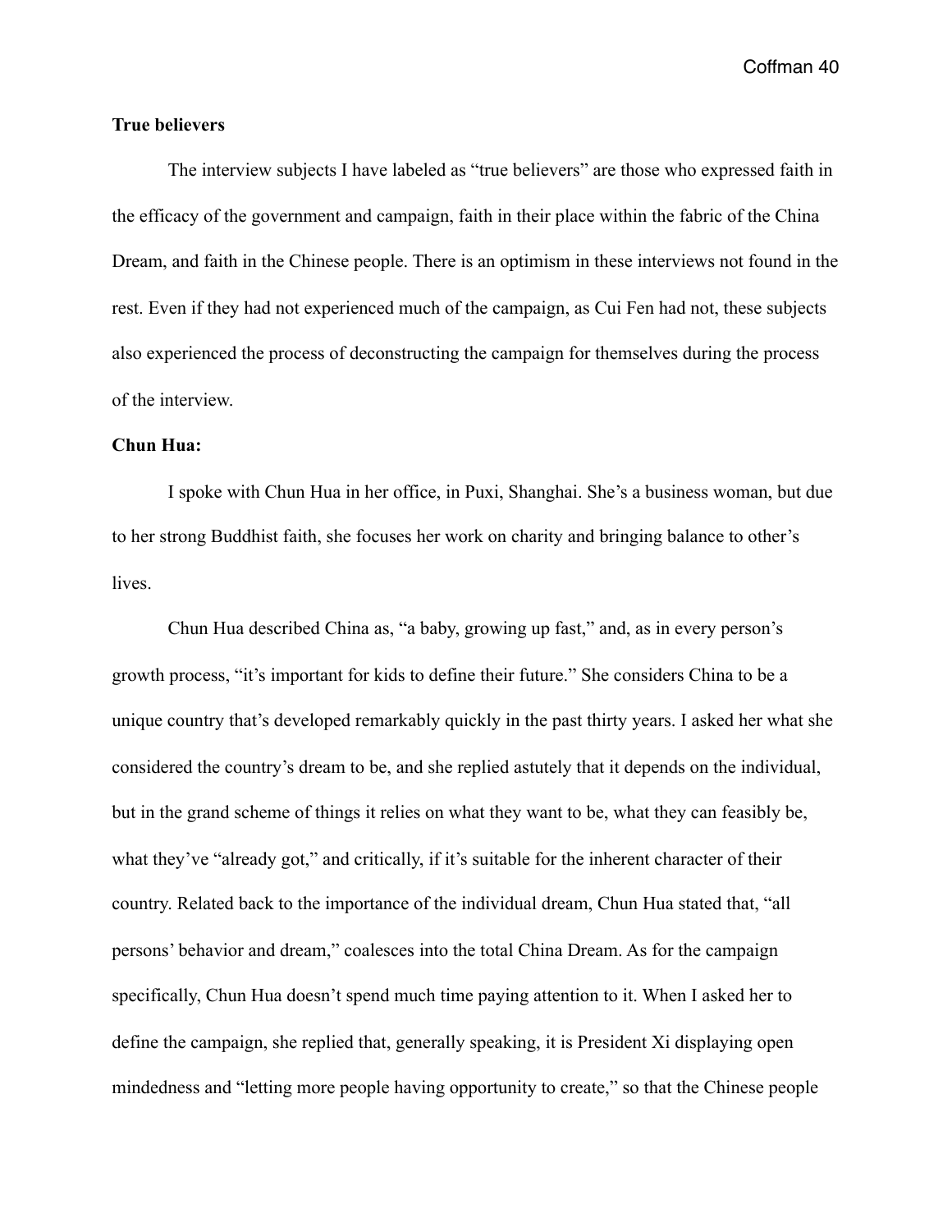**True believers**

The interview subjects I have labeled as "true believers" are those who expressed faith in the efficacy of the government and campaign, faith in their place within the fabric of the China Dream, and faith in the Chinese people. There is an optimism in these interviews not found in the rest. Even if they had not experienced much of the campaign, as Cui Fen had not, these subjects also experienced the process of deconstructing the campaign for themselves during the process of the interview.

**Chun Hua:**

I spoke with Chun Hua in her office, in Puxi, Shanghai. She's a business woman, but due to her strong Buddhist faith, she focuses her work on charity and bringing balance to other's lives.

Chun Hua described China as, "a baby, growing up fast," and, as in every person's growth process, "it's important for kids to define their future." She considers China to be a unique country that's developed remarkably quickly in the past thirty years. I asked her what she considered the country's dream to be, and she replied astutely that it depends on the individual, but in the grand scheme of things it relies on what they want to be, what they can feasibly be, what they've "already got," and critically, if it's suitable for the inherent character of their country. Related back to the importance of the individual dream, Chun Hua stated that, "all persons' behavior and dream," coalesces into the total China Dream. As for the campaign specifically, Chun Hua doesn't spend much time paying attention to it. When I asked her to define the campaign, she replied that, generally speaking, it is President Xi displaying open mindedness and "letting more people having opportunity to create," so that the Chinese people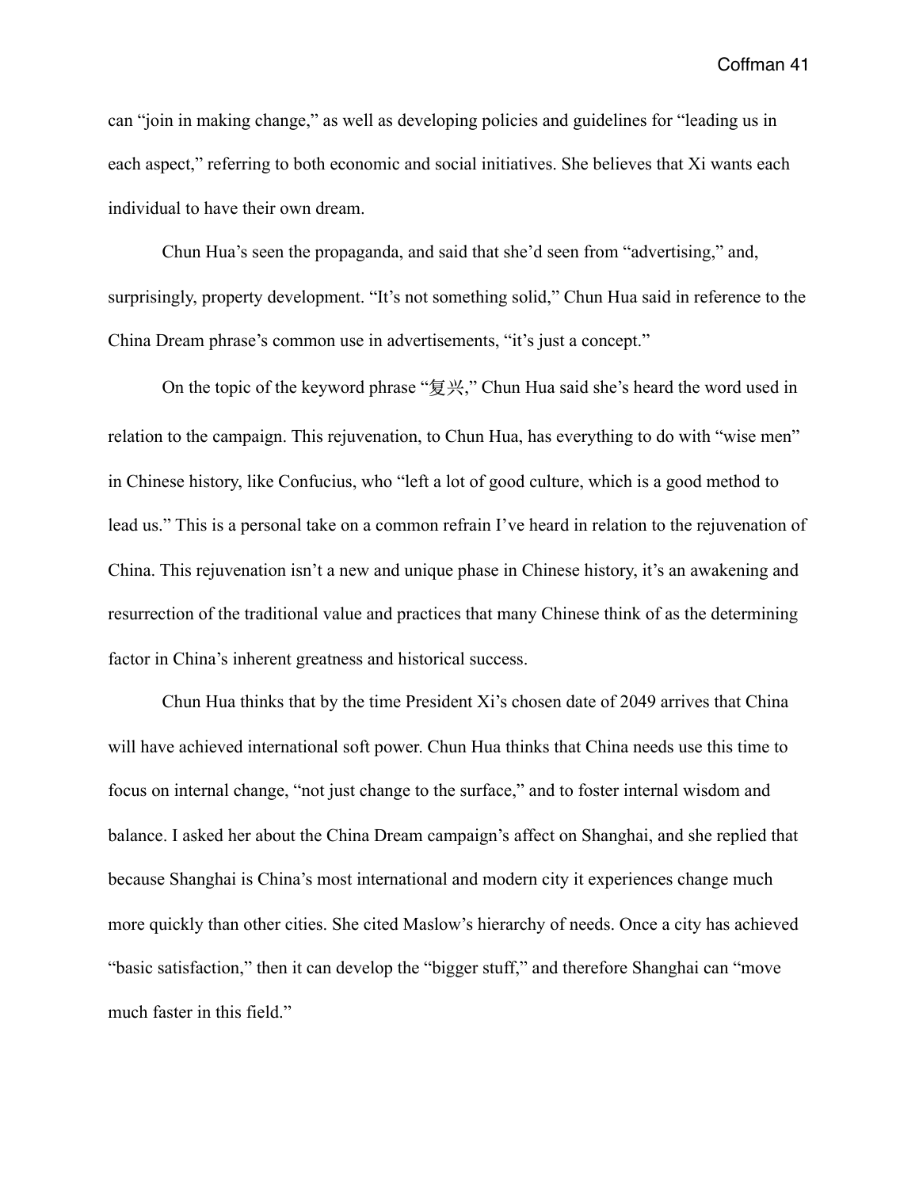can "join in making change," as well as developing policies and guidelines for "leading us in each aspect," referring to both economic and social initiatives. She believes that Xi wants each individual to have their own dream.

Chun Hua's seen the propaganda, and said that she'd seen from "advertising," and, surprisingly, property development. "It's not something solid," Chun Hua said in reference to the China Dream phrase's common use in advertisements, "it's just a concept."

On the topic of the keyword phrase "复兴," Chun Hua said she's heard the word used in relation to the campaign. This rejuvenation, to Chun Hua, has everything to do with "wise men" in Chinese history, like Confucius, who "left a lot of good culture, which is a good method to lead us." This is a personal take on a common refrain I've heard in relation to the rejuvenation of China. This rejuvenation isn't a new and unique phase in Chinese history, it's an awakening and resurrection of the traditional value and practices that many Chinese think of as the determining factor in China's inherent greatness and historical success.

Chun Hua thinks that by the time President Xi's chosen date of 2049 arrives that China will have achieved international soft power. Chun Hua thinks that China needs use this time to focus on internal change, "not just change to the surface," and to foster internal wisdom and balance. I asked her about the China Dream campaign's affect on Shanghai, and she replied that because Shanghai is China's most international and modern city it experiences change much more quickly than other cities. She cited Maslow's hierarchy of needs. Once a city has achieved "basic satisfaction," then it can develop the "bigger stuff," and therefore Shanghai can "move much faster in this field."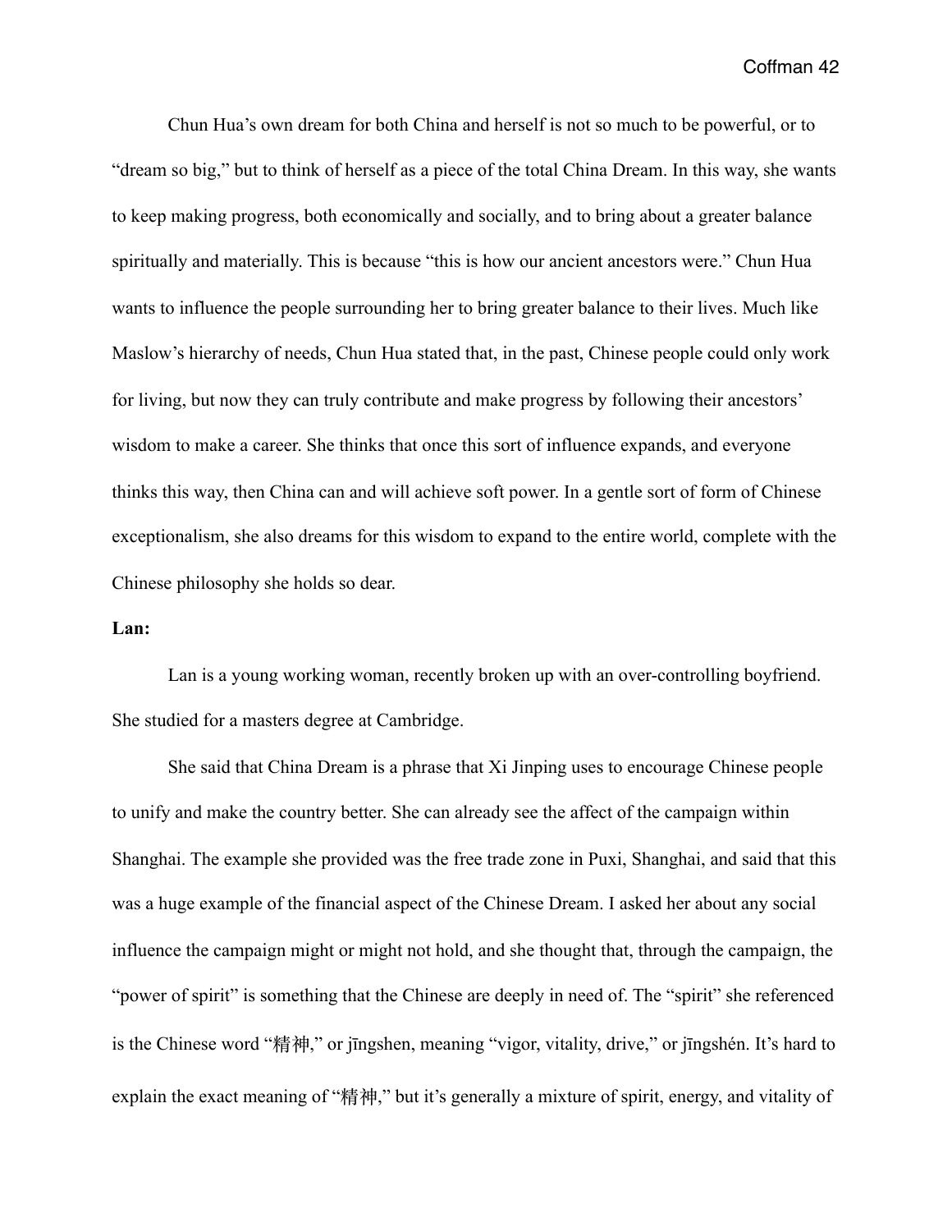Chun Hua's own dream for both China and herself is not so much to be powerful, or to "dream so big," but to think of herself as a piece of the total China Dream. In this way, she wants to keep making progress, both economically and socially, and to bring about a greater balance spiritually and materially. This is because "this is how our ancient ancestors were." Chun Hua wants to influence the people surrounding her to bring greater balance to their lives. Much like Maslow's hierarchy of needs, Chun Hua stated that, in the past, Chinese people could only work for living, but now they can truly contribute and make progress by following their ancestors' wisdom to make a career. She thinks that once this sort of influence expands, and everyone thinks this way, then China can and will achieve soft power. In a gentle sort of form of Chinese exceptionalism, she also dreams for this wisdom to expand to the entire world, complete with the Chinese philosophy she holds so dear.

**Lan:**

Lan is a young working woman, recently broken up with an over-controlling boyfriend. She studied for a masters degree at Cambridge.

She said that China Dream is a phrase that Xi Jinping uses to encourage Chinese people to unify and make the country better. She can already see the affect of the campaign within Shanghai. The example she provided was the free trade zone in Puxi, Shanghai, and said that this was a huge example of the financial aspect of the Chinese Dream. I asked her about any social influence the campaign might or might not hold, and she thought that, through the campaign, the "power of spirit" is something that the Chinese are deeply in need of. The "spirit" she referenced is the Chinese word "精神," or jīngshen, meaning "vigor, vitality, drive," or jīngshén. It's hard to explain the exact meaning of "精神," but it's generally a mixture of spirit, energy, and vitality of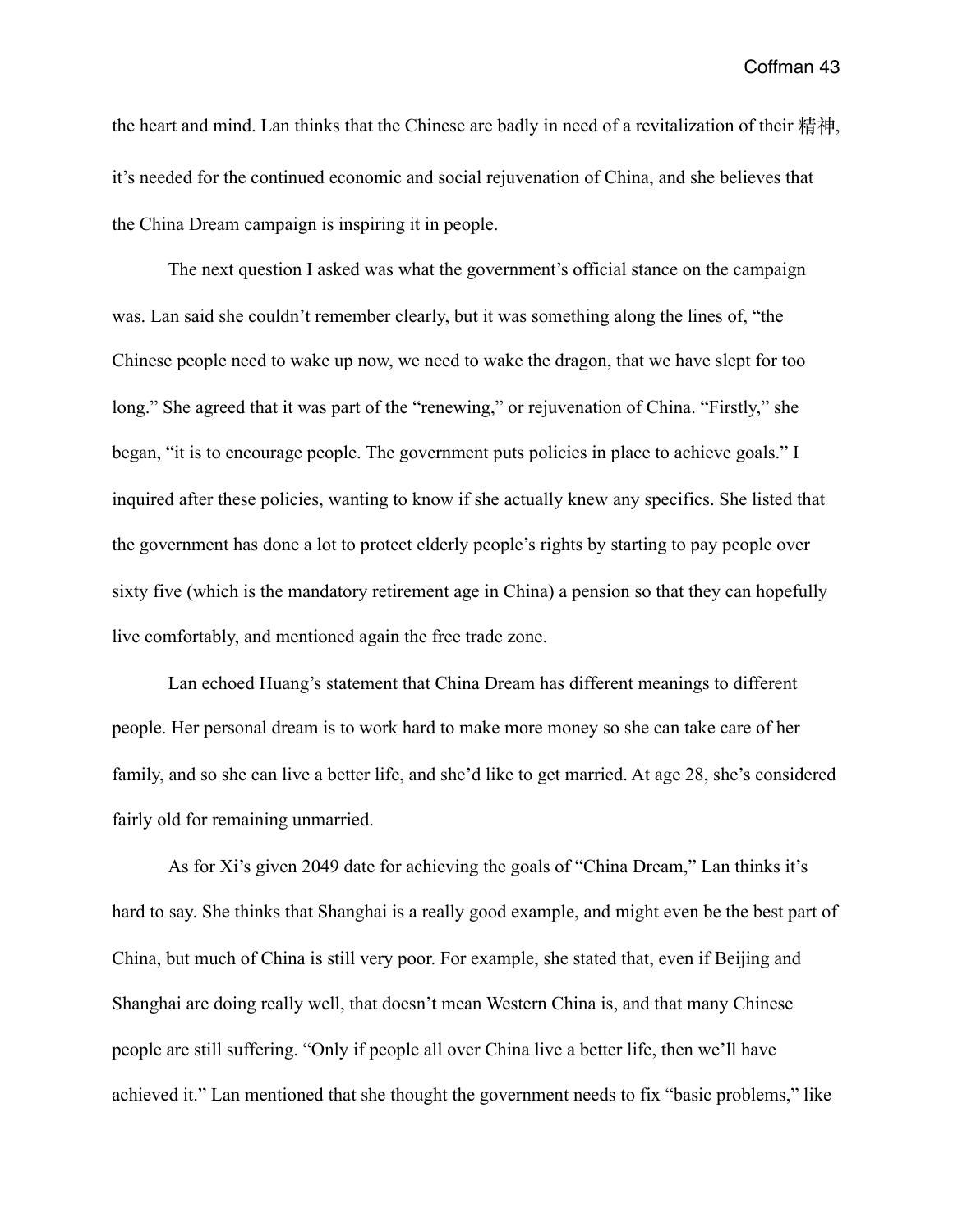the heart and mind. Lan thinks that the Chinese are badly in need of a revitalization of their 精神, it's needed for the continued economic and social rejuvenation of China, and she believes that the China Dream campaign is inspiring it in people.

The next question I asked was what the government's official stance on the campaign was. Lan said she couldn't remember clearly, but it was something along the lines of, "the Chinese people need to wake up now, we need to wake the dragon, that we have slept for too long." She agreed that it was part of the "renewing," or rejuvenation of China. "Firstly," she began, "it is to encourage people. The government puts policies in place to achieve goals." I inquired after these policies, wanting to know if she actually knew any specifics. She listed that the government has done a lot to protect elderly people's rights by starting to pay people over sixty five (which is the mandatory retirement age in China) a pension so that they can hopefully live comfortably, and mentioned again the free trade zone.

Lan echoed Huang's statement that China Dream has different meanings to different people. Her personal dream is to work hard to make more money so she can take care of her family, and so she can live a better life, and she'd like to get married. At age 28, she's considered fairly old for remaining unmarried.

As for Xi's given 2049 date for achieving the goals of "China Dream," Lan thinks it's hard to say. She thinks that Shanghai is a really good example, and might even be the best part of China, but much of China is still very poor. For example, she stated that, even if Beijing and Shanghai are doing really well, that doesn't mean Western China is, and that many Chinese people are still suffering. "Only if people all over China live a better life, then we'll have achieved it." Lan mentioned that she thought the government needs to fix "basic problems," like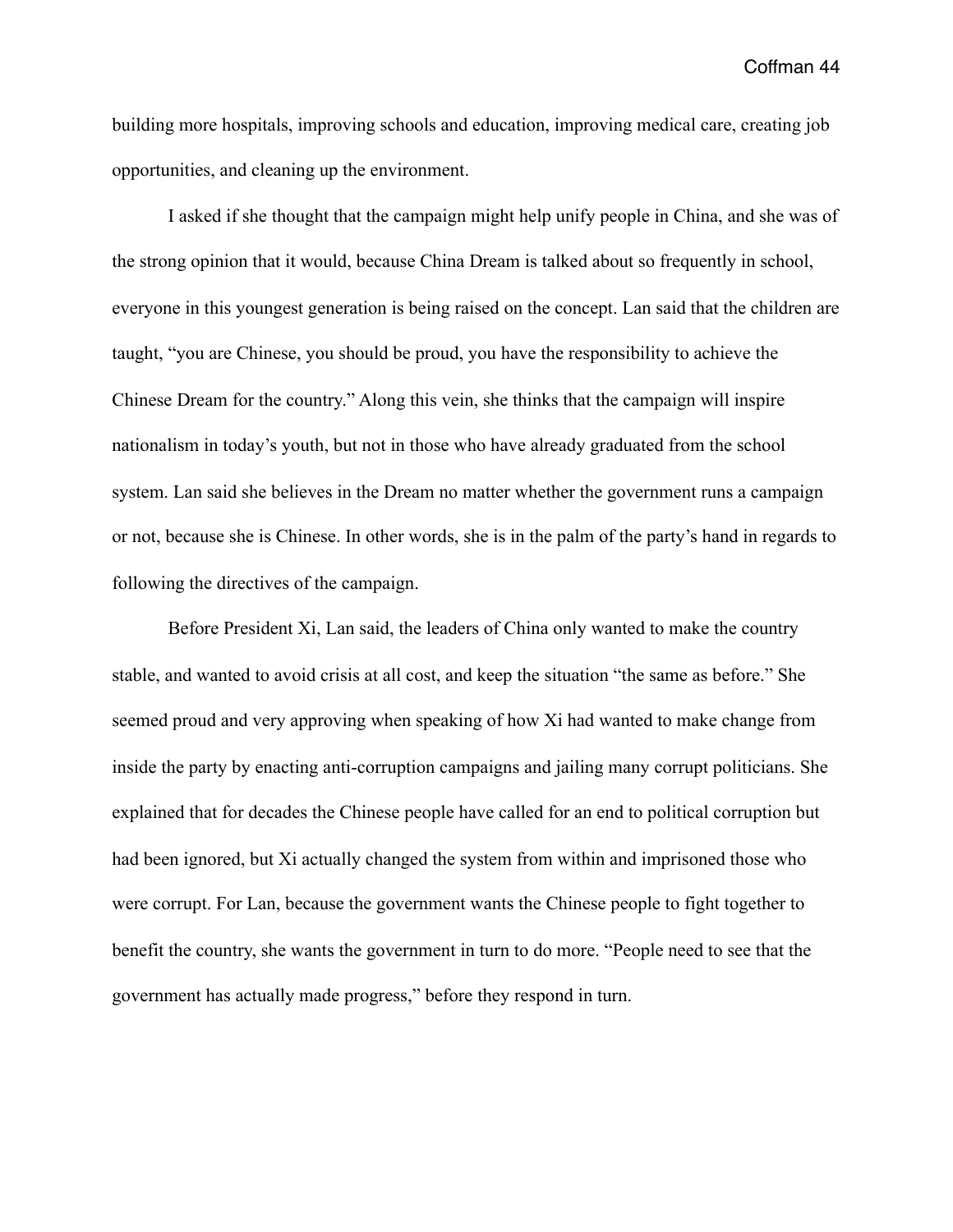building more hospitals, improving schools and education, improving medical care, creating job opportunities, and cleaning up the environment.

I asked if she thought that the campaign might help unify people in China, and she was of the strong opinion that it would, because China Dream is talked about so frequently in school, everyone in this youngest generation is being raised on the concept. Lan said that the children are taught, "you are Chinese, you should be proud, you have the responsibility to achieve the Chinese Dream for the country." Along this vein, she thinks that the campaign will inspire nationalism in today's youth, but not in those who have already graduated from the school system. Lan said she believes in the Dream no matter whether the government runs a campaign or not, because she is Chinese. In other words, she is in the palm of the party's hand in regards to following the directives of the campaign.

Before President Xi, Lan said, the leaders of China only wanted to make the country stable, and wanted to avoid crisis at all cost, and keep the situation "the same as before." She seemed proud and very approving when speaking of how Xi had wanted to make change from inside the party by enacting anti-corruption campaigns and jailing many corrupt politicians. She explained that for decades the Chinese people have called for an end to political corruption but had been ignored, but Xi actually changed the system from within and imprisoned those who were corrupt. For Lan, because the government wants the Chinese people to fight together to benefit the country, she wants the government in turn to do more. "People need to see that the government has actually made progress," before they respond in turn.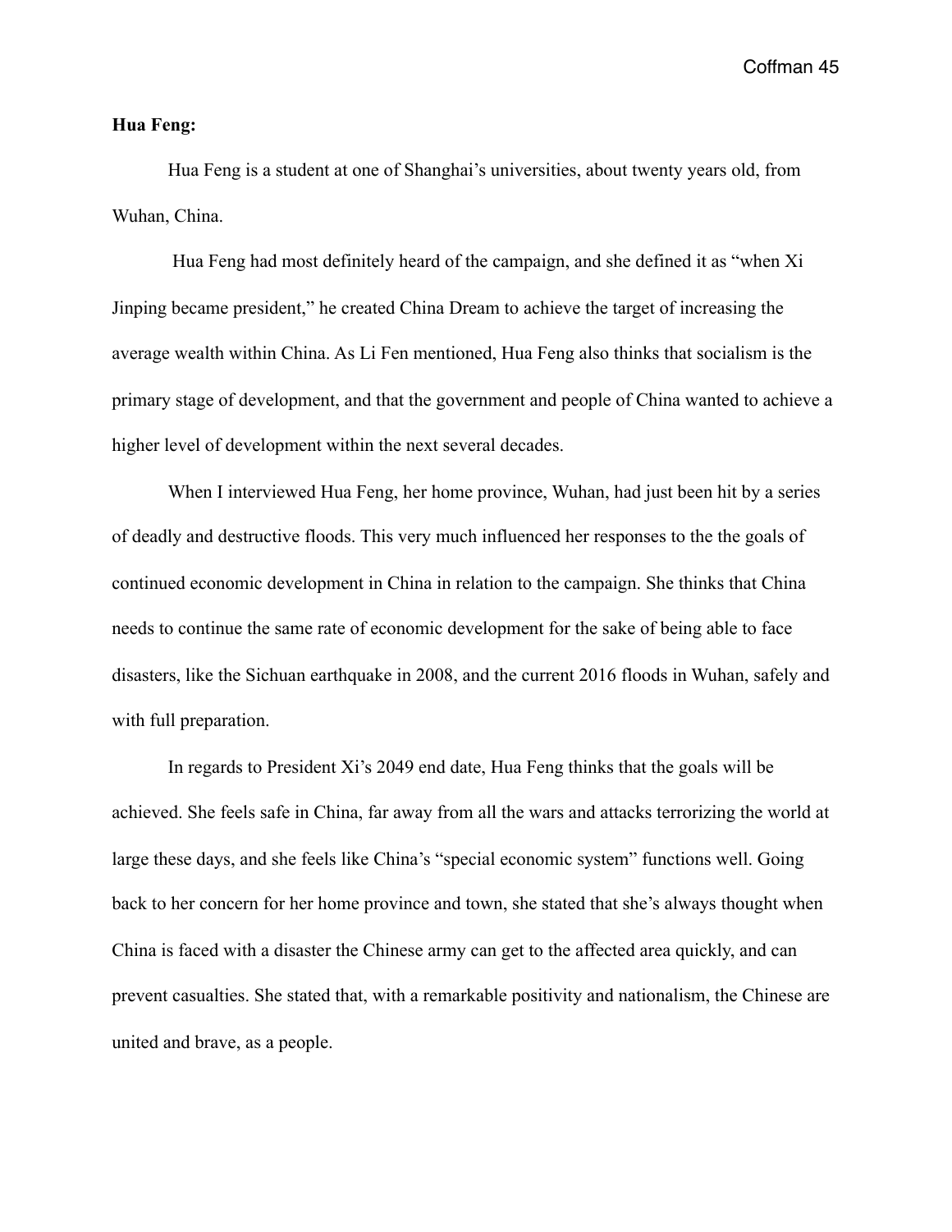**Hua Feng:**

Hua Feng is a student at one of Shanghai's universities, about twenty years old, from Wuhan, China.

Hua Feng had most definitely heard of the campaign, and she defined it as "when Xi Jinping became president," he created China Dream to achieve the target of increasing the average wealth within China. As Li Fen mentioned, Hua Feng also thinks that socialism is the primary stage of development, and that the government and people of China wanted to achieve a higher level of development within the next several decades.

When I interviewed Hua Feng, her home province, Wuhan, had just been hit by a series of deadly and destructive floods. This very much influenced her responses to the the goals of continued economic development in China in relation to the campaign. She thinks that China needs to continue the same rate of economic development for the sake of being able to face disasters, like the Sichuan earthquake in 2008, and the current 2016 floods in Wuhan, safely and with full preparation.

In regards to President Xi's 2049 end date, Hua Feng thinks that the goals will be achieved. She feels safe in China, far away from all the wars and attacks terrorizing the world at large these days, and she feels like China's "special economic system" functions well. Going back to her concern for her home province and town, she stated that she's always thought when China is faced with a disaster the Chinese army can get to the affected area quickly, and can prevent casualties. She stated that, with a remarkable positivity and nationalism, the Chinese are united and brave, as a people.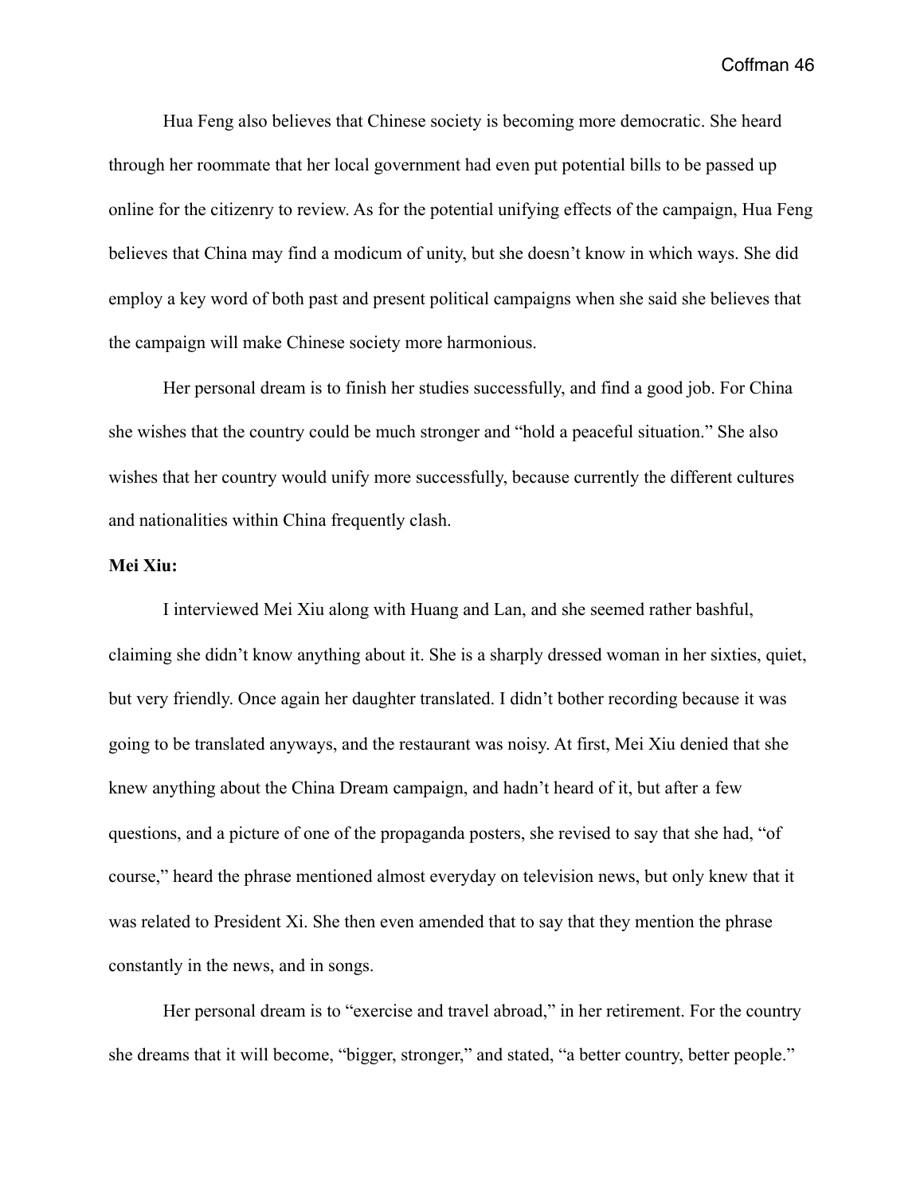Hua Feng also believes that Chinese society is becoming more democratic. She heard through her roommate that her local government had even put potential bills to be passed up online for the citizenry to review. As for the potential unifying effects of the campaign, Hua Feng believes that China may find a modicum of unity, but she doesn't know in which ways. She did employ a key word of both past and present political campaigns when she said she believes that the campaign will make Chinese society more harmonious.

Her personal dream is to finish her studies successfully, and find a good job. For China she wishes that the country could be much stronger and "hold a peaceful situation." She also wishes that her country would unify more successfully, because currently the different cultures and nationalities within China frequently clash.

**Mei Xiu:**

I interviewed Mei Xiu along with Huang and Lan, and she seemed rather bashful, claiming she didn't know anything about it. She is a sharply dressed woman in her sixties, quiet, but very friendly. Once again her daughter translated. I didn't bother recording because it was going to be translated anyways, and the restaurant was noisy. At first, Mei Xiu denied that she knew anything about the China Dream campaign, and hadn't heard of it, but after a few questions, and a picture of one of the propaganda posters, she revised to say that she had, "of course," heard the phrase mentioned almost everyday on television news, but only knew that it was related to President Xi. She then even amended that to say that they mention the phrase constantly in the news, and in songs.

Her personal dream is to "exercise and travel abroad," in her retirement. For the country she dreams that it will become, "bigger, stronger," and stated, "a better country, better people."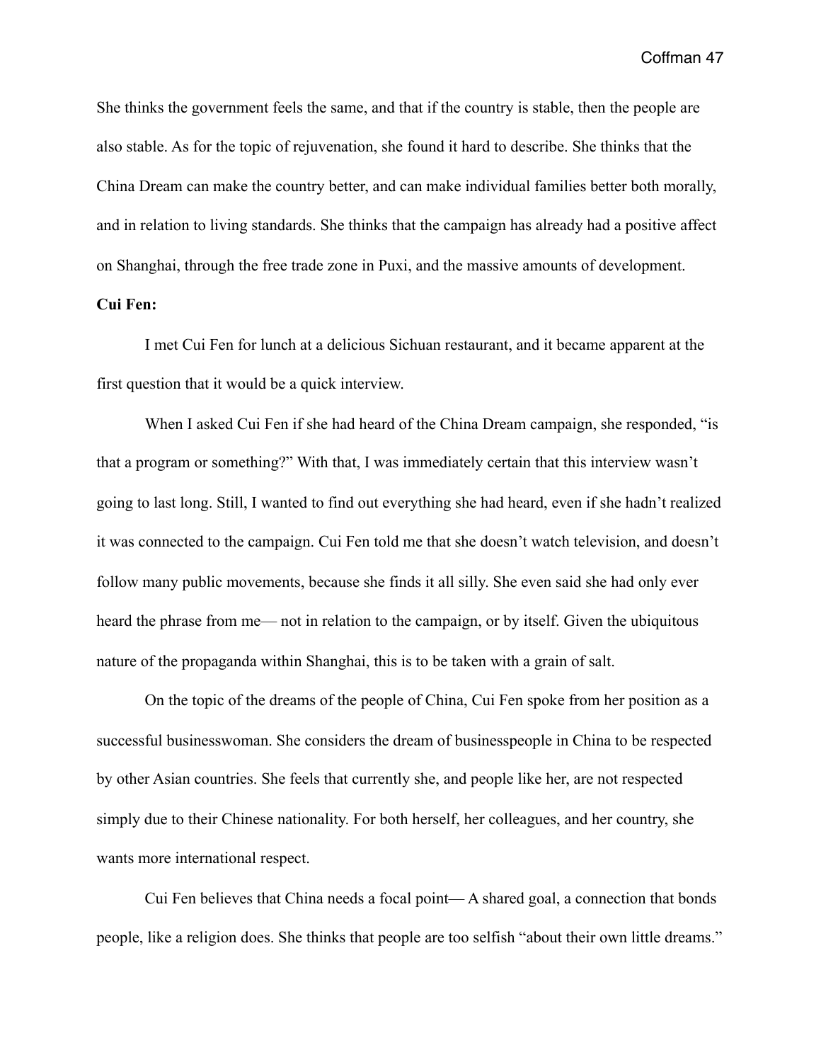She thinks the government feels the same, and that if the country is stable, then the people are also stable. As for the topic of rejuvenation, she found it hard to describe. She thinks that the China Dream can make the country better, and can make individual families better both morally, and in relation to living standards. She thinks that the campaign has already had a positive affect on Shanghai, through the free trade zone in Puxi, and the massive amounts of development.

**Cui Fen:**

I met Cui Fen for lunch at a delicious Sichuan restaurant, and it became apparent at the first question that it would be a quick interview.

When I asked Cui Fen if she had heard of the China Dream campaign, she responded, "is that a program or something?" With that, I was immediately certain that this interview wasn't going to last long. Still, I wanted to find out everything she had heard, even if she hadn't realized it was connected to the campaign. Cui Fen told me that she doesn't watch television, and doesn't follow many public movements, because she finds it all silly. She even said she had only ever heard the phrase from me— not in relation to the campaign, or by itself. Given the ubiquitous nature of the propaganda within Shanghai, this is to be taken with a grain of salt.

On the topic of the dreams of the people of China, Cui Fen spoke from her position as a successful businesswoman. She considers the dream of businesspeople in China to be respected by other Asian countries. She feels that currently she, and people like her, are not respected simply due to their Chinese nationality. For both herself, her colleagues, and her country, she wants more international respect.

Cui Fen believes that China needs a focal point— A shared goal, a connection that bonds people, like a religion does. She thinks that people are too selfish "about their own little dreams."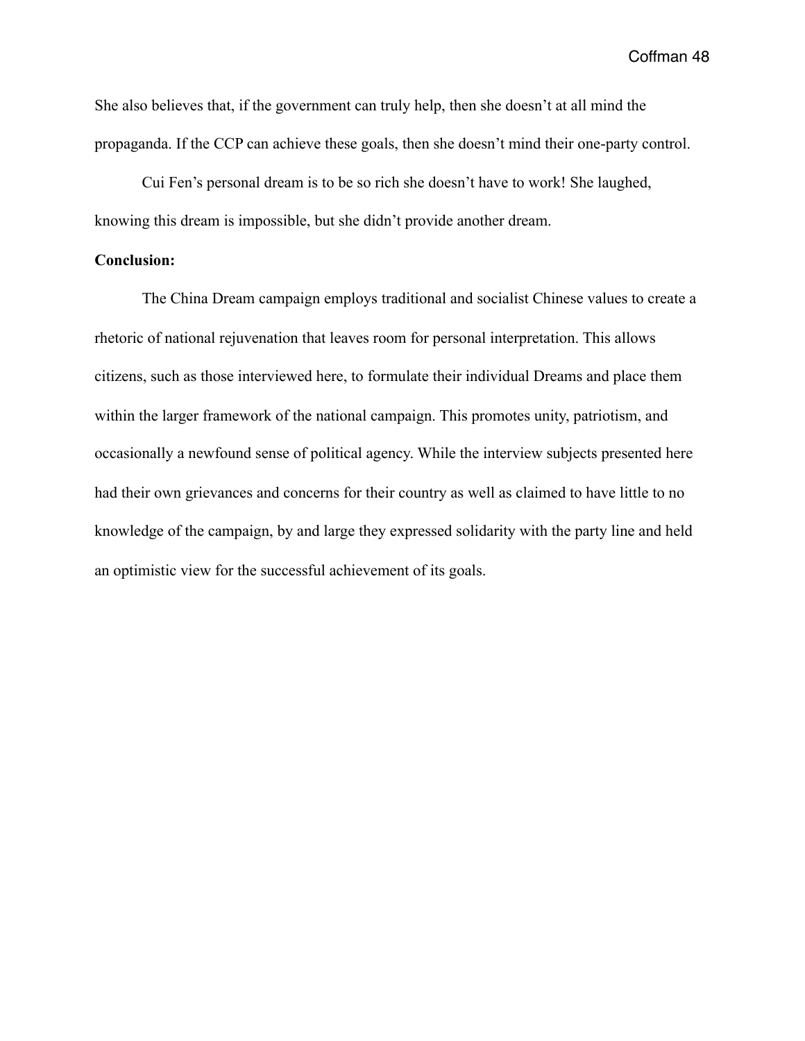She also believes that, if the government can truly help, then she doesn't at all mind the propaganda. If the CCP can achieve these goals, then she doesn't mind their one-party control.

Cui Fen's personal dream is to be so rich she doesn't have to work! She laughed, knowing this dream is impossible, but she didn't provide another dream.

**Conclusion:**

The China Dream campaign employs traditional and socialist Chinese values to create a rhetoric of national rejuvenation that leaves room for personal interpretation. This allows citizens, such as those interviewed here, to formulate their individual Dreams and place them within the larger framework of the national campaign. This promotes unity, patriotism, and occasionally a newfound sense of political agency. While the interview subjects presented here had their own grievances and concerns for their country as well as claimed to have little to no knowledge of the campaign, by and large they expressed solidarity with the party line and held an optimistic view for the successful achievement of its goals.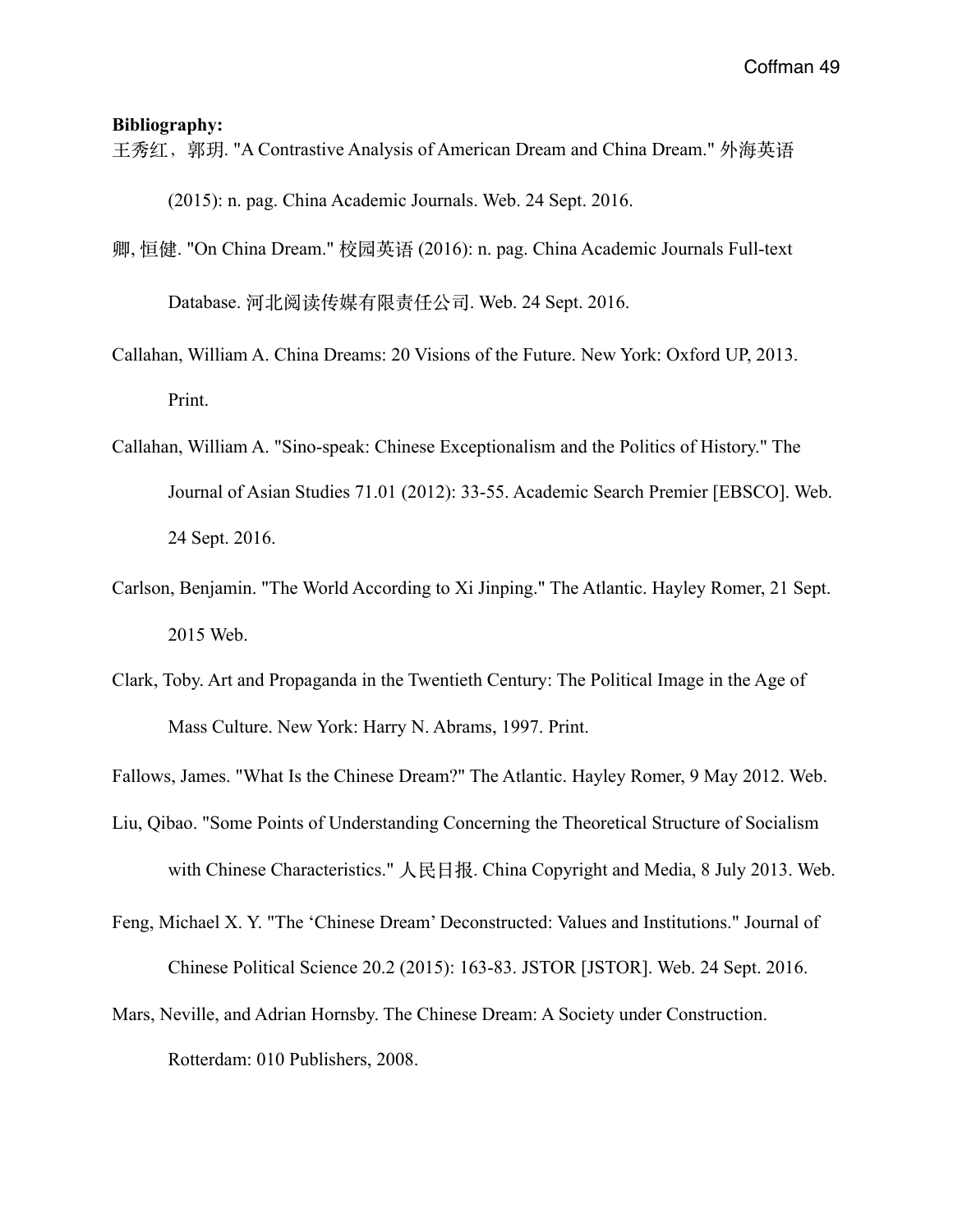**Bibliography:**

王秀红，郭玥. "A Contrastive Analysis of American Dream and China Dream." 外海英语 (2015): n. pag. China Academic Journals. Web. 24 Sept. 2016.

卿, 恒健. "On China Dream." 校园英语 (2016): n. pag. China Academic Journals Full-text Database. 河北阅读传媒有限责任公司. Web. 24 Sept. 2016.

Callahan, William A. China Dreams: 20 Visions of the Future. New York: Oxford UP, 2013. Print.

Callahan, William A. "Sino-speak: Chinese Exceptionalism and the Politics of History." The Journal of Asian Studies 71.01 (2012): 33-55. Academic Search Premier [EBSCO]. Web. 24 Sept. 2016.

Carlson, Benjamin. "The World According to Xi Jinping." The Atlantic. Hayley Romer, 21 Sept. 2015 Web.

Clark, Toby. Art and Propaganda in the Twentieth Century: The Political Image in the Age of Mass Culture. New York: Harry N. Abrams, 1997. Print.

Fallows, James. "What Is the Chinese Dream?" The Atlantic. Hayley Romer, 9 May 2012. Web.

Liu, Qibao. "Some Points of Understanding Concerning the Theoretical Structure of Socialism with Chinese Characteristics." 人民日报. China Copyright and Media, 8 July 2013. Web.

Feng, Michael X. Y. "The 'Chinese Dream' Deconstructed: Values and Institutions." Journal of Chinese Political Science 20.2 (2015): 163-83. JSTOR [JSTOR]. Web. 24 Sept. 2016.

Mars, Neville, and Adrian Hornsby. The Chinese Dream: A Society under Construction. Rotterdam: 010 Publishers, 2008.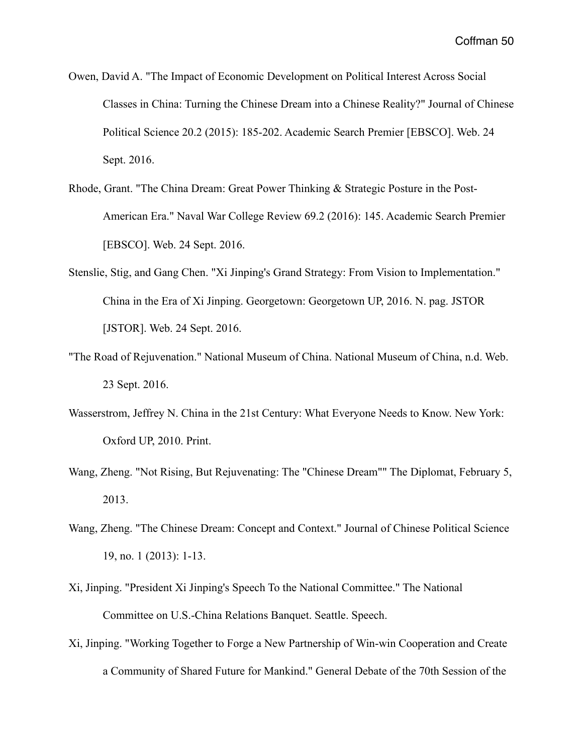Owen, David A. "The Impact of Economic Development on Political Interest Across Social Classes in China: Turning the Chinese Dream into a Chinese Reality?" Journal of Chinese Political Science 20.2 (2015): 185-202. Academic Search Premier [EBSCO]. Web. 24 Sept. 2016.

Rhode, Grant. "The China Dream: Great Power Thinking & Strategic Posture in the Post-American Era." Naval War College Review 69.2 (2016): 145. Academic Search Premier [EBSCO]. Web. 24 Sept. 2016.

Stenslie, Stig, and Gang Chen. "Xi Jinping's Grand Strategy: From Vision to Implementation." China in the Era of Xi Jinping. Georgetown: Georgetown UP, 2016. N. pag. JSTOR [JSTOR]. Web. 24 Sept. 2016.

"The Road of Rejuvenation." National Museum of China. National Museum of China, n.d. Web. 23 Sept. 2016.

Wasserstrom, Jeffrey N. China in the 21st Century: What Everyone Needs to Know. New York: Oxford UP, 2010. Print.

Wang, Zheng. "Not Rising, But Rejuvenating: The "Chinese Dream"" The Diplomat, February 5, 2013.

Wang, Zheng. "The Chinese Dream: Concept and Context." Journal of Chinese Political Science 19, no. 1 (2013): 1-13.

Xi, Jinping. "President Xi Jinping's Speech To the National Committee." The National Committee on U.S.-China Relations Banquet. Seattle. Speech.

Xi, Jinping. "Working Together to Forge a New Partnership of Win-win Cooperation and Create a Community of Shared Future for Mankind." General Debate of the 70th Session of the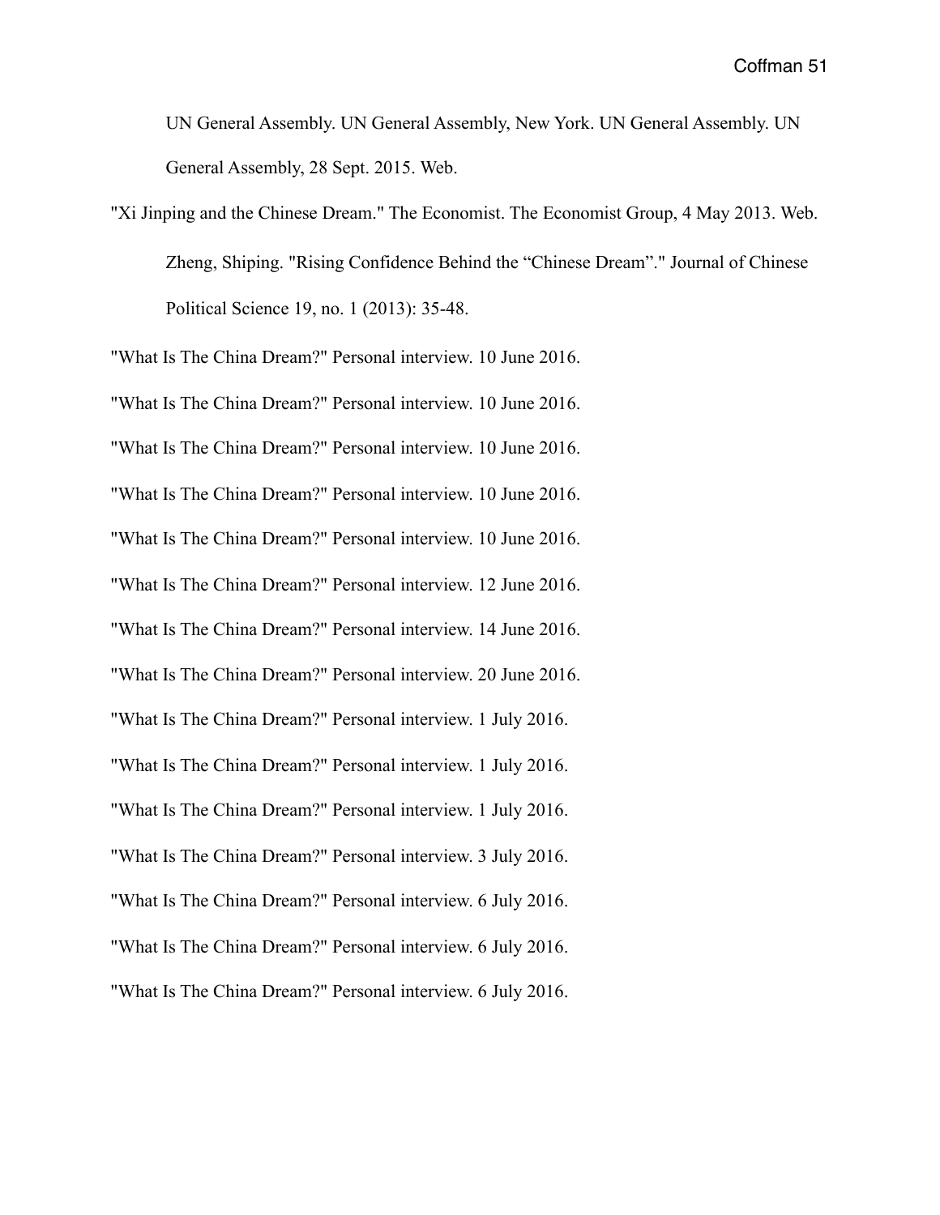UN General Assembly. UN General Assembly, New York. UN General Assembly. UN General Assembly, 28 Sept. 2015. Web.

"Xi Jinping and the Chinese Dream." The Economist. The Economist Group, 4 May 2013. Web.

Zheng, Shiping. "Rising Confidence Behind the "Chinese Dream"." Journal of Chinese Political Science 19, no. 1 (2013): 35-48.

"What Is The China Dream?" Personal interview. 10 June 2016.

"What Is The China Dream?" Personal interview. 10 June 2016.

"What Is The China Dream?" Personal interview. 10 June 2016.

"What Is The China Dream?" Personal interview. 10 June 2016.

"What Is The China Dream?" Personal interview. 10 June 2016.

"What Is The China Dream?" Personal interview. 12 June 2016.

"What Is The China Dream?" Personal interview. 14 June 2016.

"What Is The China Dream?" Personal interview. 20 June 2016.

"What Is The China Dream?" Personal interview. 1 July 2016.

"What Is The China Dream?" Personal interview. 1 July 2016.

"What Is The China Dream?" Personal interview. 1 July 2016.

"What Is The China Dream?" Personal interview. 3 July 2016.

"What Is The China Dream?" Personal interview. 6 July 2016.

"What Is The China Dream?" Personal interview. 6 July 2016.

"What Is The China Dream?" Personal interview. 6 July 2016.